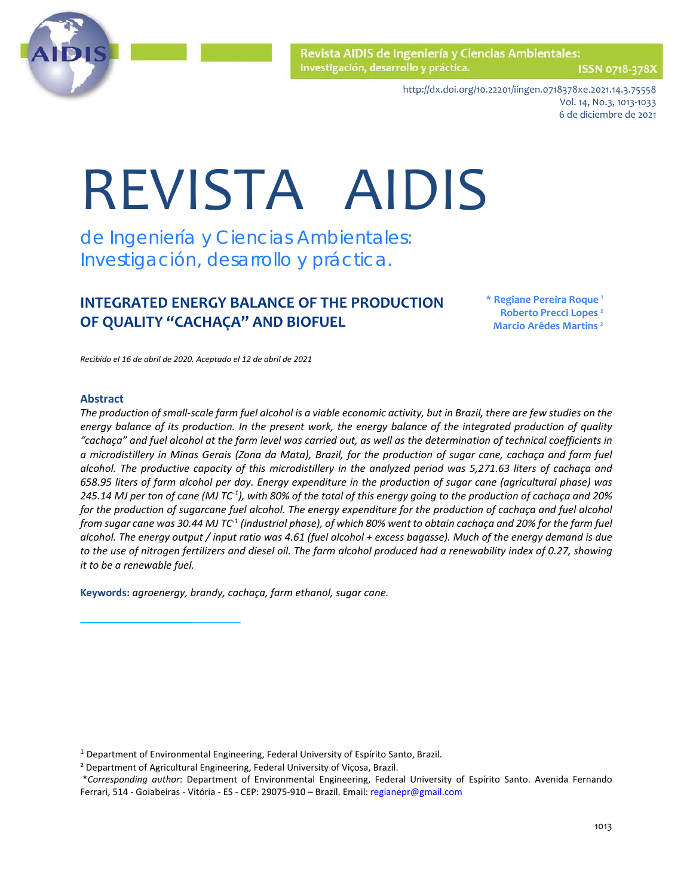# REVISTA AIDIS

de Ingeniería y Ciencias Ambientales: Investigación, desarrollo y práctica.

## INTEGRATED ENERGY BALANCE OF THE PRODUCTION OF QUALITY "CACHAÇA" AND BIOFUEL

**\* Regiane Pereira Roque [1]**
**Roberto Precci Lopes [2]**
**Marcio Arêdes Martins [2]**

*Recibido el 16 de abril de 2020. Aceptado el 12 de abril de 2021*

### Abstract

*The production of small-scale farm fuel alcohol is a viable economic activity, but in Brazil, there are few studies on the energy balance of its production. In the present work, the energy balance of the integrated production of quality "cachaça" and fuel alcohol at the farm level was carried out, as well as the determination of technical coefficients in a microdistillery in Minas Gerais (Zona da Mata), Brazil, for the production of sugar cane, cachaça and farm fuel alcohol. The productive capacity of this microdistillery in the analyzed period was 5,271.63 liters of cachaça and 658.95 liters of farm alcohol per day. Energy expenditure in the production of sugar cane (agricultural phase) was 245.14 MJ per ton of cane (MJ TC*$^{-1}$*), with 80% of the total of this energy going to the production of cachaça and 20% for the production of sugarcane fuel alcohol. The energy expenditure for the production of cachaça and fuel alcohol from sugar cane was 30.44 MJ TC*$^{-1}$* (industrial phase), of which 80% went to obtain cachaça and 20% for the farm fuel alcohol. The energy output / input ratio was 4.61 (fuel alcohol + excess bagasse). Much of the energy demand is due to the use of nitrogen fertilizers and diesel oil. The farm alcohol produced had a renewability index of 0.27, showing it to be a renewable fuel.*

**Keywords:** *agroenergy, brandy, cachaça, farm ethanol, sugar cane.*

[1] Department of Environmental Engineering, Federal University of Espírito Santo, Brazil.

[2] Department of Agricultural Engineering, Federal University of Viçosa, Brazil.

*\*Corresponding author*: Department of Environmental Engineering, Federal University of Espírito Santo. Avenida Fernando Ferrari, 514 - Goiabeiras - Vitória - ES - CEP: 29075-910 – Brazil. Email: regianepr@gmail.com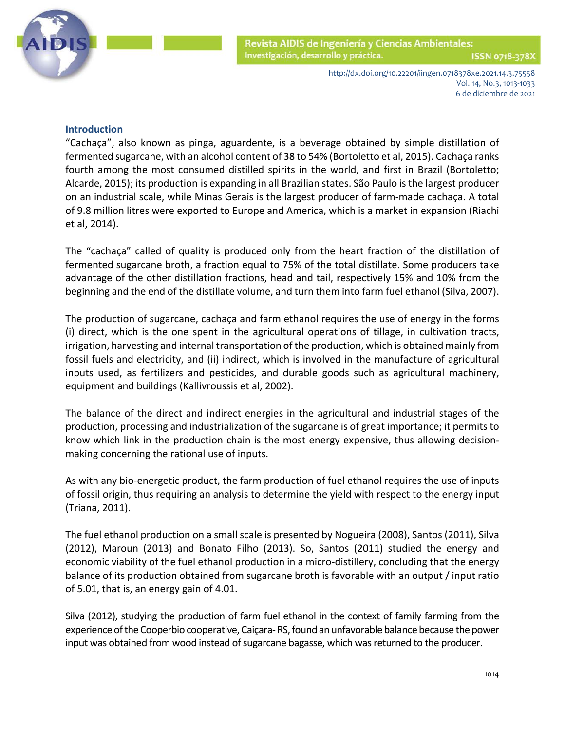## Introduction

"Cachaça", also known as pinga, aguardente, is a beverage obtained by simple distillation of fermented sugarcane, with an alcohol content of 38 to 54% (Bortoletto et al, 2015). Cachaça ranks fourth among the most consumed distilled spirits in the world, and first in Brazil (Bortoletto; Alcarde, 2015); its production is expanding in all Brazilian states. São Paulo is the largest producer on an industrial scale, while Minas Gerais is the largest producer of farm-made cachaça. A total of 9.8 million litres were exported to Europe and America, which is a market in expansion (Riachi et al, 2014).

The "cachaça" called of quality is produced only from the heart fraction of the distillation of fermented sugarcane broth, a fraction equal to 75% of the total distillate. Some producers take advantage of the other distillation fractions, head and tail, respectively 15% and 10% from the beginning and the end of the distillate volume, and turn them into farm fuel ethanol (Silva, 2007).

The production of sugarcane, cachaça and farm ethanol requires the use of energy in the forms (i) direct, which is the one spent in the agricultural operations of tillage, in cultivation tracts, irrigation, harvesting and internal transportation of the production, which is obtained mainly from fossil fuels and electricity, and (ii) indirect, which is involved in the manufacture of agricultural inputs used, as fertilizers and pesticides, and durable goods such as agricultural machinery, equipment and buildings (Kallivroussis et al, 2002).

The balance of the direct and indirect energies in the agricultural and industrial stages of the production, processing and industrialization of the sugarcane is of great importance; it permits to know which link in the production chain is the most energy expensive, thus allowing decision-making concerning the rational use of inputs.

As with any bio-energetic product, the farm production of fuel ethanol requires the use of inputs of fossil origin, thus requiring an analysis to determine the yield with respect to the energy input (Triana, 2011).

The fuel ethanol production on a small scale is presented by Nogueira (2008), Santos (2011), Silva (2012), Maroun (2013) and Bonato Filho (2013). So, Santos (2011) studied the energy and economic viability of the fuel ethanol production in a micro-distillery, concluding that the energy balance of its production obtained from sugarcane broth is favorable with an output / input ratio of 5.01, that is, an energy gain of 4.01.

Silva (2012), studying the production of farm fuel ethanol in the context of family farming from the experience of the Cooperbio cooperative, Caiçara- RS, found an unfavorable balance because the power input was obtained from wood instead of sugarcane bagasse, which was returned to the producer.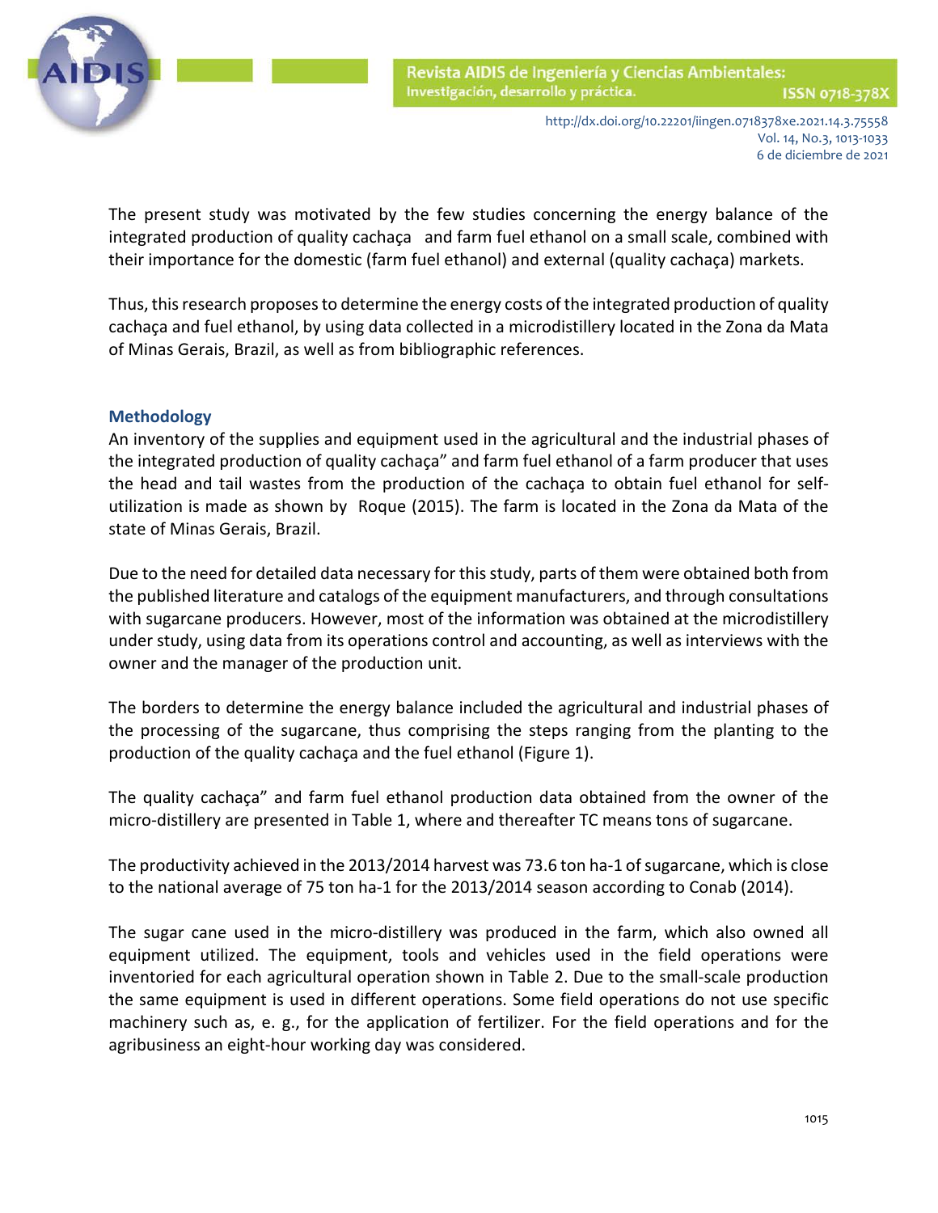The present study was motivated by the few studies concerning the energy balance of the integrated production of quality cachaça and farm fuel ethanol on a small scale, combined with their importance for the domestic (farm fuel ethanol) and external (quality cachaça) markets.

Thus, this research proposes to determine the energy costs of the integrated production of quality cachaça and fuel ethanol, by using data collected in a microdistillery located in the Zona da Mata of Minas Gerais, Brazil, as well as from bibliographic references.

## Methodology

An inventory of the supplies and equipment used in the agricultural and the industrial phases of the integrated production of quality cachaça" and farm fuel ethanol of a farm producer that uses the head and tail wastes from the production of the cachaça to obtain fuel ethanol for self-utilization is made as shown by Roque (2015). The farm is located in the Zona da Mata of the state of Minas Gerais, Brazil.

Due to the need for detailed data necessary for this study, parts of them were obtained both from the published literature and catalogs of the equipment manufacturers, and through consultations with sugarcane producers. However, most of the information was obtained at the microdistillery under study, using data from its operations control and accounting, as well as interviews with the owner and the manager of the production unit.

The borders to determine the energy balance included the agricultural and industrial phases of the processing of the sugarcane, thus comprising the steps ranging from the planting to the production of the quality cachaça and the fuel ethanol (Figure 1).

The quality cachaça" and farm fuel ethanol production data obtained from the owner of the micro-distillery are presented in Table 1, where and thereafter TC means tons of sugarcane.

The productivity achieved in the 2013/2014 harvest was 73.6 ton ha-1 of sugarcane, which is close to the national average of 75 ton ha-1 for the 2013/2014 season according to Conab (2014).

The sugar cane used in the micro-distillery was produced in the farm, which also owned all equipment utilized. The equipment, tools and vehicles used in the field operations were inventoried for each agricultural operation shown in Table 2. Due to the small-scale production the same equipment is used in different operations. Some field operations do not use specific machinery such as, e. g., for the application of fertilizer. For the field operations and for the agribusiness an eight-hour working day was considered.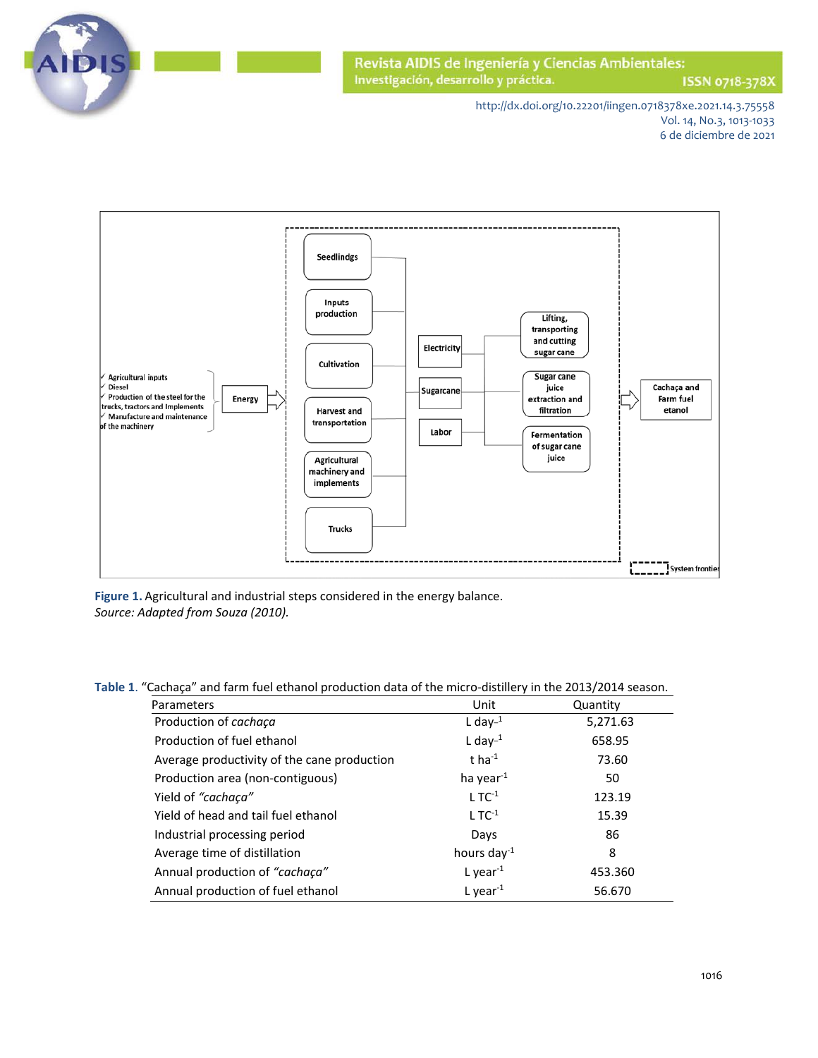**Figure 1.** Agricultural and industrial steps considered in the energy balance.
*Source: Adapted from Souza (2010).*

**Table 1**. "Cachaça" and farm fuel ethanol production data of the micro-distillery in the 2013/2014 season.

| Parameters | Unit | Quantity |
|---|---|---|
| Production of *cachaça* | L day$^{-1}$ | 5,271.63 |
| Production of fuel ethanol | L day$^{-1}$ | 658.95 |
| Average productivity of the cane production | t ha$^{-1}$ | 73.60 |
| Production area (non-contiguous) | ha year$^{-1}$ | 50 |
| Yield of *"cachaça"* | L TC$^{-1}$ | 123.19 |
| Yield of head and tail fuel ethanol | L TC$^{-1}$ | 15.39 |
| Industrial processing period | Days | 86 |
| Average time of distillation | hours day$^{-1}$ | 8 |
| Annual production of *"cachaça"* | L year$^{-1}$ | 453.360 |
| Annual production of fuel ethanol | L year$^{-1}$ | 56.670 |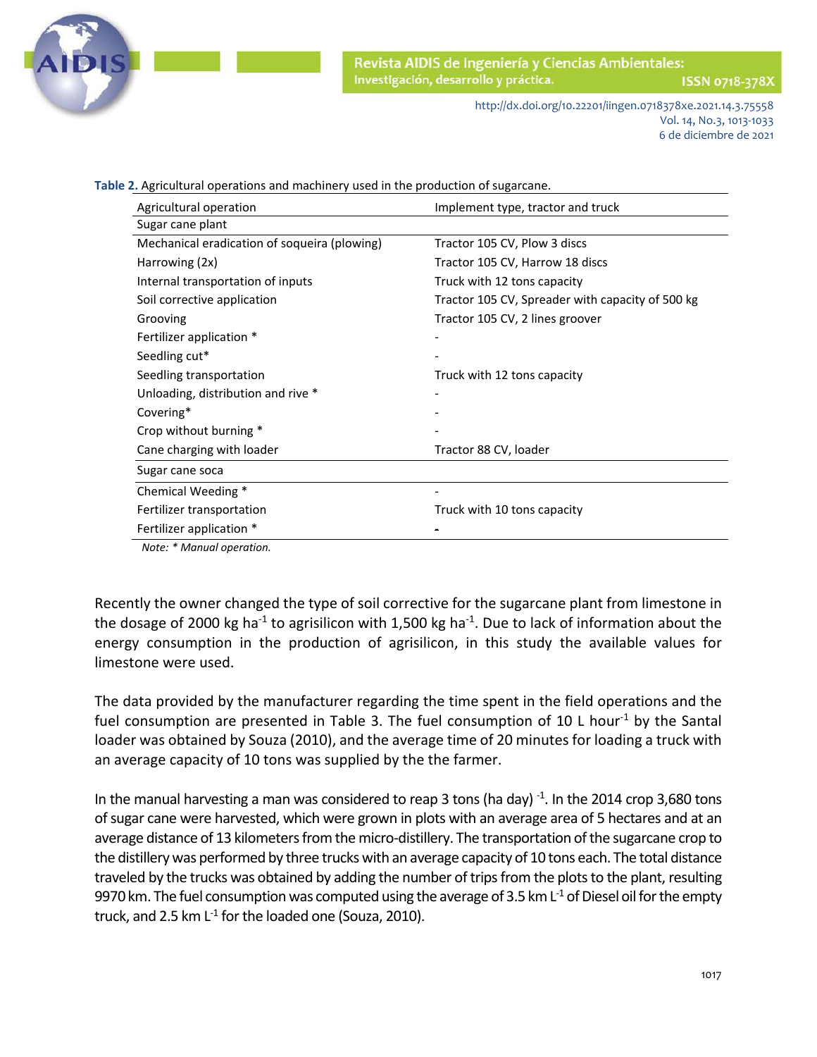**Table 2.** Agricultural operations and machinery used in the production of sugarcane.

| Agricultural operation | Implement type, tractor and truck |
|---|---|
| Sugar cane plant | |
| Mechanical eradication of soqueira (plowing) | Tractor 105 CV, Plow 3 discs |
| Harrowing (2x) | Tractor 105 CV, Harrow 18 discs |
| Internal transportation of inputs | Truck with 12 tons capacity |
| Soil corrective application | Tractor 105 CV, Spreader with capacity of 500 kg |
| Grooving | Tractor 105 CV, 2 lines groover |
| Fertilizer application * | - |
| Seedling cut* | - |
| Seedling transportation | Truck with 12 tons capacity |
| Unloading, distribution and rive * | - |
| Covering* | - |
| Crop without burning * | - |
| Cane charging with loader | Tractor 88 CV, loader |
| Sugar cane soca | |
| Chemical Weeding * | - |
| Fertilizer transportation | Truck with 10 tons capacity |
| Fertilizer application * | - |

*Note: * Manual operation.*

Recently the owner changed the type of soil corrective for the sugarcane plant from limestone in the dosage of 2000 kg ha$^{-1}$ to agrisilicon with 1,500 kg ha$^{-1}$. Due to lack of information about the energy consumption in the production of agrisilicon, in this study the available values for limestone were used.

The data provided by the manufacturer regarding the time spent in the field operations and the fuel consumption are presented in Table 3. The fuel consumption of 10 L hour$^{-1}$ by the Santal loader was obtained by Souza (2010), and the average time of 20 minutes for loading a truck with an average capacity of 10 tons was supplied by the the farmer.

In the manual harvesting a man was considered to reap 3 tons (ha day)$^{-1}$. In the 2014 crop 3,680 tons of sugar cane were harvested, which were grown in plots with an average area of 5 hectares and at an average distance of 13 kilometers from the micro-distillery. The transportation of the sugarcane crop to the distillery was performed by three trucks with an average capacity of 10 tons each. The total distance traveled by the trucks was obtained by adding the number of trips from the plots to the plant, resulting 9970 km. The fuel consumption was computed using the average of 3.5 km L$^{-1}$ of Diesel oil for the empty truck, and 2.5 km L$^{-1}$ for the loaded one (Souza, 2010).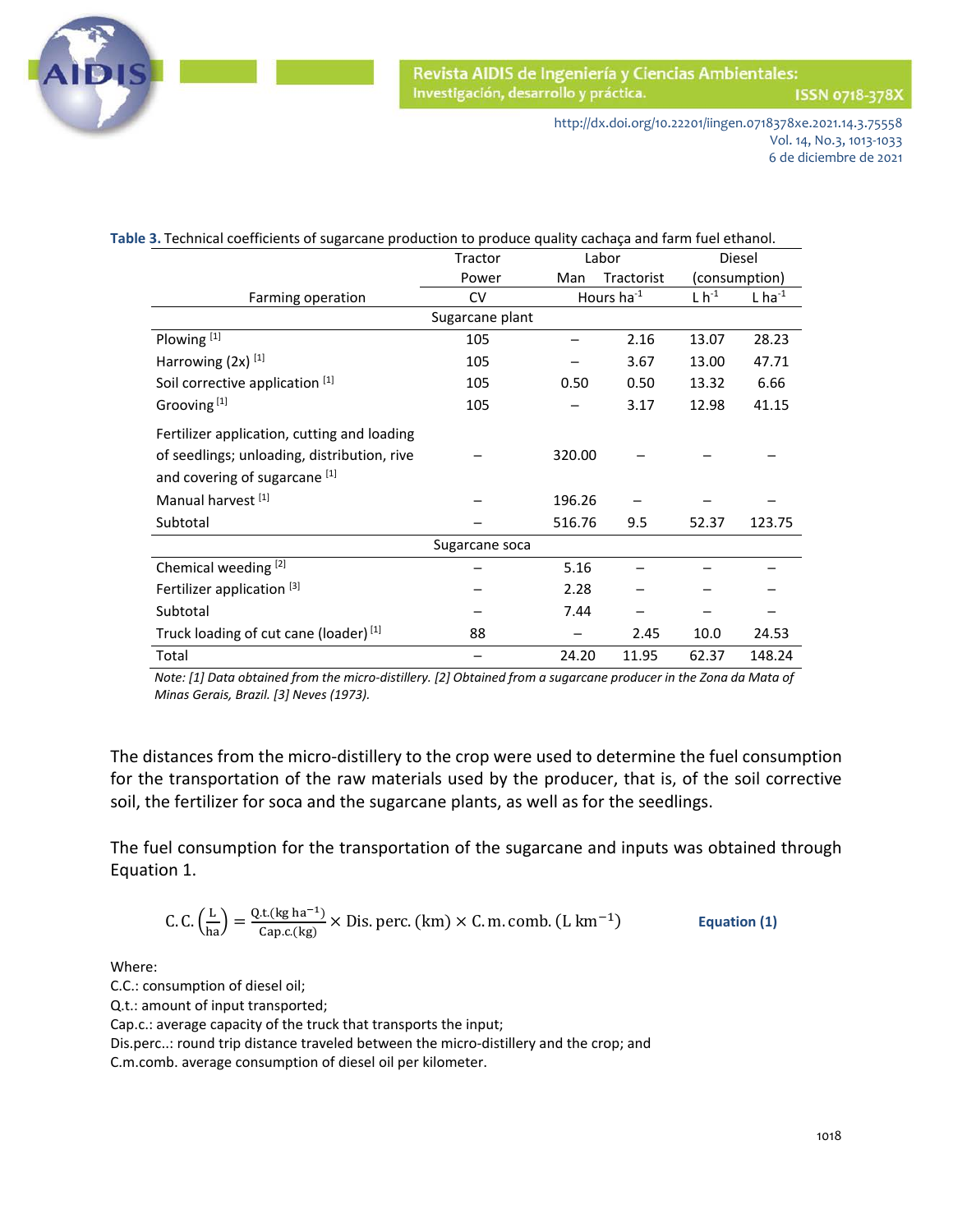**Table 3.** Technical coefficients of sugarcane production to produce quality cachaça and farm fuel ethanol.

| Farming operation | Tractor Power | Labor | | Diesel (consumption) | |
|---|---|---|---|---|---|
| | | Man | Tractorist | | |
| | CV | Hours ha$^{-1}$ | | L h$^{-1}$ | L ha$^{-1}$ |
| **Sugarcane plant** | | | | | |
| Plowing [1] | 105 | – | 2.16 | 13.07 | 28.23 |
| Harrowing (2x) [1] | 105 | – | 3.67 | 13.00 | 47.71 |
| Soil corrective application [1] | 105 | 0.50 | 0.50 | 13.32 | 6.66 |
| Grooving [1] | 105 | – | 3.17 | 12.98 | 41.15 |
| Fertilizer application, cutting and loading of seedlings; unloading, distribution, rive and covering of sugarcane [1] | – | 320.00 | – | – | – |
| Manual harvest [1] | – | 196.26 | – | – | – |
| Subtotal | – | 516.76 | 9.5 | 52.37 | 123.75 |
| **Sugarcane soca** | | | | | |
| Chemical weeding [2] | – | 5.16 | – | – | – |
| Fertilizer application [3] | – | 2.28 | – | – | – |
| Subtotal | – | 7.44 | – | – | – |
| Truck loading of cut cane (loader) [1] | 88 | – | 2.45 | 10.0 | 24.53 |
| Total | – | 24.20 | 11.95 | 62.37 | 148.24 |

*Note: [1] Data obtained from the micro-distillery. [2] Obtained from a sugarcane producer in the Zona da Mata of Minas Gerais, Brazil. [3] Neves (1973).*

The distances from the micro-distillery to the crop were used to determine the fuel consumption for the transportation of the raw materials used by the producer, that is, of the soil corrective soil, the fertilizer for soca and the sugarcane plants, as well as for the seedlings.

The fuel consumption for the transportation of the sugarcane and inputs was obtained through Equation 1.

$$\text{C.C.}\left(\frac{\text{L}}{\text{ha}}\right) = \frac{\text{Q.t.}(\text{kg ha}^{-1})}{\text{Cap.c.}(\text{kg})} \times \text{Dis. perc. (km)} \times \text{C.m.comb. (L km}^{-1}) \qquad \text{Equation (1)}$$

Where:
C.C.: consumption of diesel oil;
Q.t.: amount of input transported;
Cap.c.: average capacity of the truck that transports the input;
Dis.perc..: round trip distance traveled between the micro-distillery and the crop; and
C.m.comb. average consumption of diesel oil per kilometer.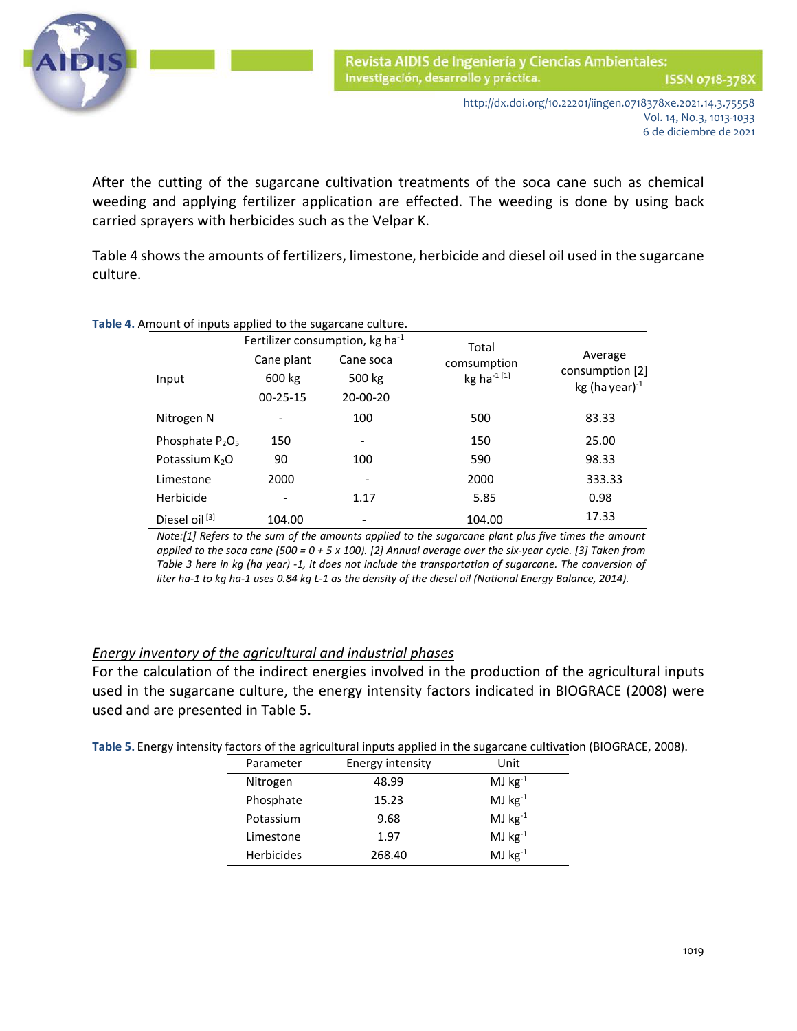After the cutting of the sugarcane cultivation treatments of the soca cane such as chemical weeding and applying fertilizer application are effected. The weeding is done by using back carried sprayers with herbicides such as the Velpar K.

Table 4 shows the amounts of fertilizers, limestone, herbicide and diesel oil used in the sugarcane culture.

**Table 4.** Amount of inputs applied to the sugarcane culture.

| Input | Fertilizer consumption, kg ha$^{-1}$ | | Total comsumption kg ha$^{-1}$ [1] | Average consumption [2] kg (ha year)$^{-1}$ |
|---|---|---|---|---|
| | Cane plant 600 kg 00-25-15 | Cane soca 500 kg 20-00-20 | | |
| Nitrogen N | - | 100 | 500 | 83.33 |
| Phosphate $P_2O_5$ | 150 | - | 150 | 25.00 |
| Potassium $K_2O$ | 90 | 100 | 590 | 98.33 |
| Limestone | 2000 | - | 2000 | 333.33 |
| Herbicide | - | 1.17 | 5.85 | 0.98 |
| Diesel oil [3] | 104.00 | - | 104.00 | 17.33 |

*Note:[1] Refers to the sum of the amounts applied to the sugarcane plant plus five times the amount applied to the soca cane (500 = 0 + 5 x 100). [2] Annual average over the six-year cycle. [3] Taken from Table 3 here in kg (ha year) -1, it does not include the transportation of sugarcane. The conversion of liter ha-1 to kg ha-1 uses 0.84 kg L-1 as the density of the diesel oil (National Energy Balance, 2014).*

*Energy inventory of the agricultural and industrial phases*

For the calculation of the indirect energies involved in the production of the agricultural inputs used in the sugarcane culture, the energy intensity factors indicated in BIOGRACE (2008) were used and are presented in Table 5.

**Table 5.** Energy intensity factors of the agricultural inputs applied in the sugarcane cultivation (BIOGRACE, 2008).

| Parameter | Energy intensity | Unit |
|---|---|---|
| Nitrogen | 48.99 | MJ kg$^{-1}$ |
| Phosphate | 15.23 | MJ kg$^{-1}$ |
| Potassium | 9.68 | MJ kg$^{-1}$ |
| Limestone | 1.97 | MJ kg$^{-1}$ |
| Herbicides | 268.40 | MJ kg$^{-1}$ |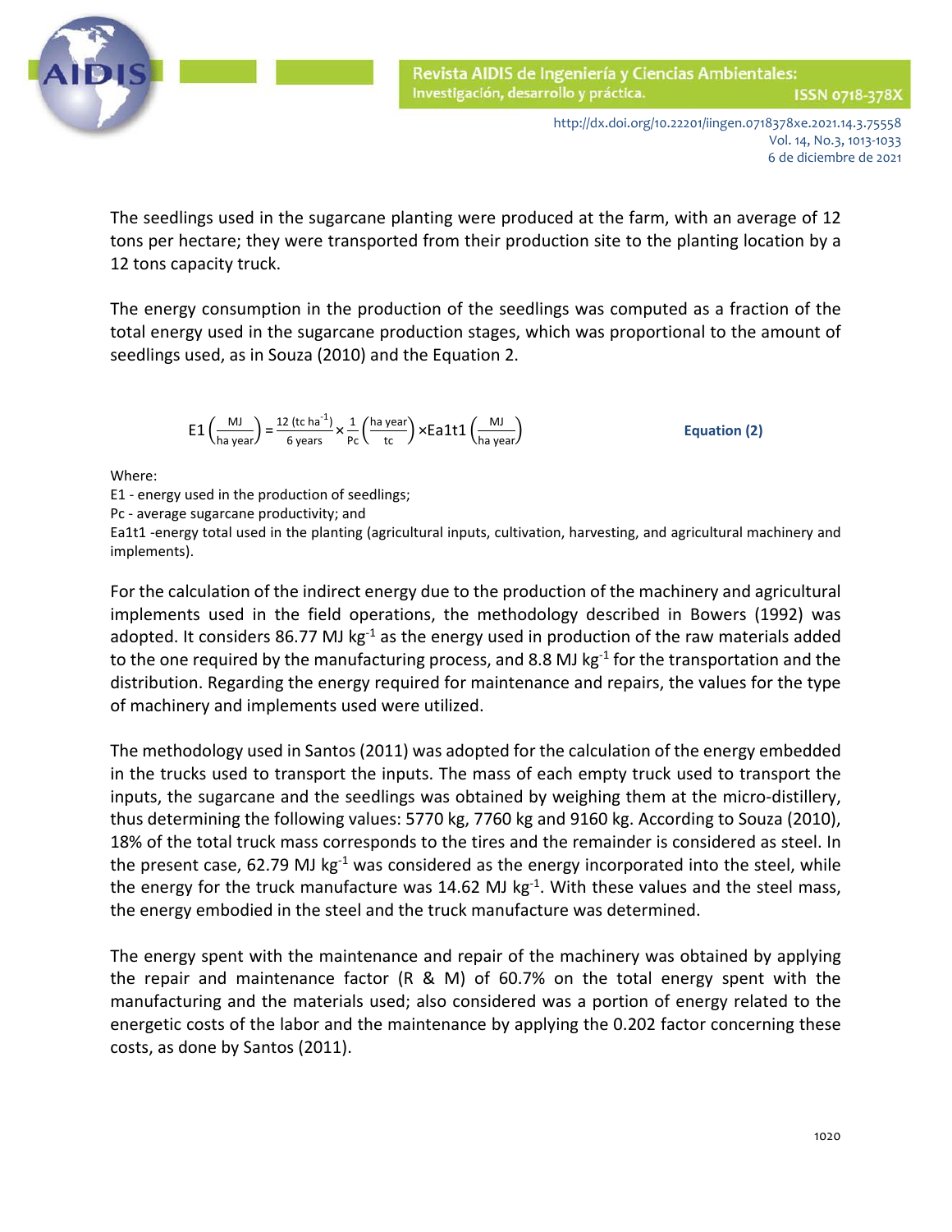The seedlings used in the sugarcane planting were produced at the farm, with an average of 12 tons per hectare; they were transported from their production site to the planting location by a 12 tons capacity truck.

The energy consumption in the production of the seedlings was computed as a fraction of the total energy used in the sugarcane production stages, which was proportional to the amount of seedlings used, as in Souza (2010) and the Equation 2.

$$E1\left(\frac{MJ}{ha\ year}\right) = \frac{12\ (tc\ ha^{-1})}{6\ years} \times \frac{1}{Pc}\left(\frac{ha\ year}{tc}\right) \times Ea1t1\left(\frac{MJ}{ha\ year}\right) \qquad \textbf{Equation (2)}$$

Where:

E1 - energy used in the production of seedlings;

Pc - average sugarcane productivity; and

Ea1t1 -energy total used in the planting (agricultural inputs, cultivation, harvesting, and agricultural machinery and implements).

For the calculation of the indirect energy due to the production of the machinery and agricultural implements used in the field operations, the methodology described in Bowers (1992) was adopted. It considers 86.77 MJ $kg^{-1}$ as the energy used in production of the raw materials added to the one required by the manufacturing process, and 8.8 MJ $kg^{-1}$ for the transportation and the distribution. Regarding the energy required for maintenance and repairs, the values for the type of machinery and implements used were utilized.

The methodology used in Santos (2011) was adopted for the calculation of the energy embedded in the trucks used to transport the inputs. The mass of each empty truck used to transport the inputs, the sugarcane and the seedlings was obtained by weighing them at the micro-distillery, thus determining the following values: 5770 kg, 7760 kg and 9160 kg. According to Souza (2010), 18% of the total truck mass corresponds to the tires and the remainder is considered as steel. In the present case, 62.79 MJ $kg^{-1}$ was considered as the energy incorporated into the steel, while the energy for the truck manufacture was 14.62 MJ $kg^{-1}$. With these values and the steel mass, the energy embodied in the steel and the truck manufacture was determined.

The energy spent with the maintenance and repair of the machinery was obtained by applying the repair and maintenance factor (R & M) of 60.7% on the total energy spent with the manufacturing and the materials used; also considered was a portion of energy related to the energetic costs of the labor and the maintenance by applying the 0.202 factor concerning these costs, as done by Santos (2011).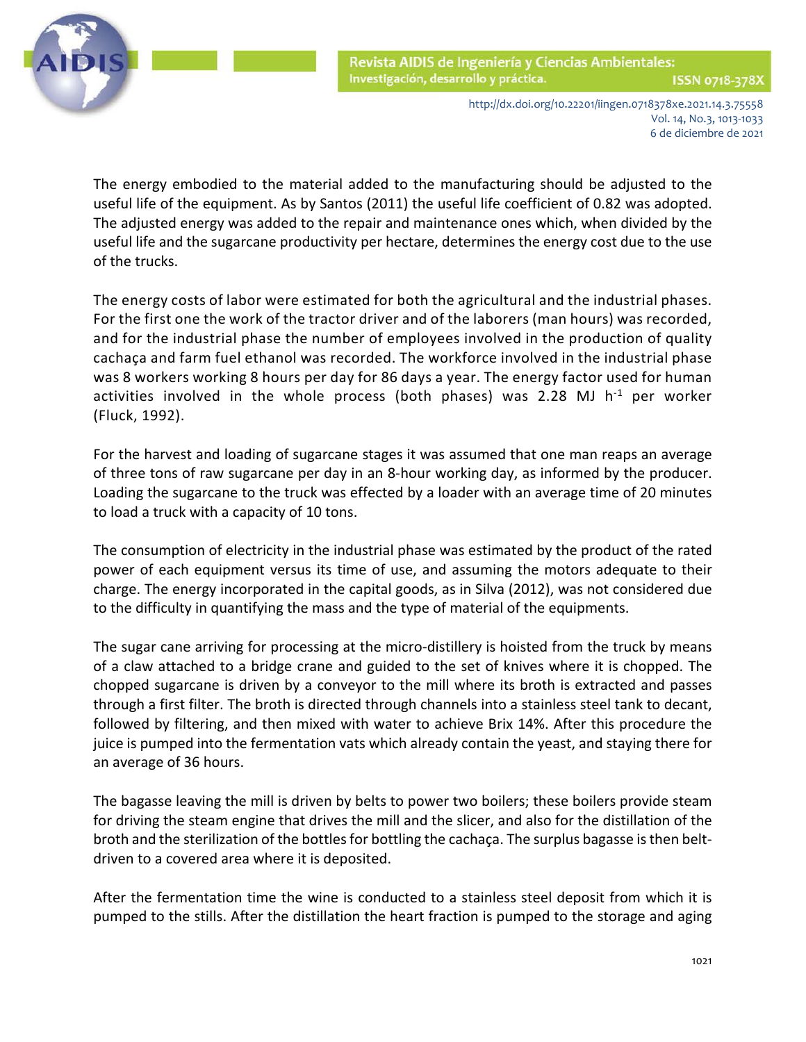The energy embodied to the material added to the manufacturing should be adjusted to the useful life of the equipment. As by Santos (2011) the useful life coefficient of 0.82 was adopted. The adjusted energy was added to the repair and maintenance ones which, when divided by the useful life and the sugarcane productivity per hectare, determines the energy cost due to the use of the trucks.

The energy costs of labor were estimated for both the agricultural and the industrial phases. For the first one the work of the tractor driver and of the laborers (man hours) was recorded, and for the industrial phase the number of employees involved in the production of quality cachaça and farm fuel ethanol was recorded. The workforce involved in the industrial phase was 8 workers working 8 hours per day for 86 days a year. The energy factor used for human activities involved in the whole process (both phases) was 2.28 MJ $h^{-1}$ per worker (Fluck, 1992).

For the harvest and loading of sugarcane stages it was assumed that one man reaps an average of three tons of raw sugarcane per day in an 8-hour working day, as informed by the producer. Loading the sugarcane to the truck was effected by a loader with an average time of 20 minutes to load a truck with a capacity of 10 tons.

The consumption of electricity in the industrial phase was estimated by the product of the rated power of each equipment versus its time of use, and assuming the motors adequate to their charge. The energy incorporated in the capital goods, as in Silva (2012), was not considered due to the difficulty in quantifying the mass and the type of material of the equipments.

The sugar cane arriving for processing at the micro-distillery is hoisted from the truck by means of a claw attached to a bridge crane and guided to the set of knives where it is chopped. The chopped sugarcane is driven by a conveyor to the mill where its broth is extracted and passes through a first filter. The broth is directed through channels into a stainless steel tank to decant, followed by filtering, and then mixed with water to achieve Brix 14%. After this procedure the juice is pumped into the fermentation vats which already contain the yeast, and staying there for an average of 36 hours.

The bagasse leaving the mill is driven by belts to power two boilers; these boilers provide steam for driving the steam engine that drives the mill and the slicer, and also for the distillation of the broth and the sterilization of the bottles for bottling the cachaça. The surplus bagasse is then belt-driven to a covered area where it is deposited.

After the fermentation time the wine is conducted to a stainless steel deposit from which it is pumped to the stills. After the distillation the heart fraction is pumped to the storage and aging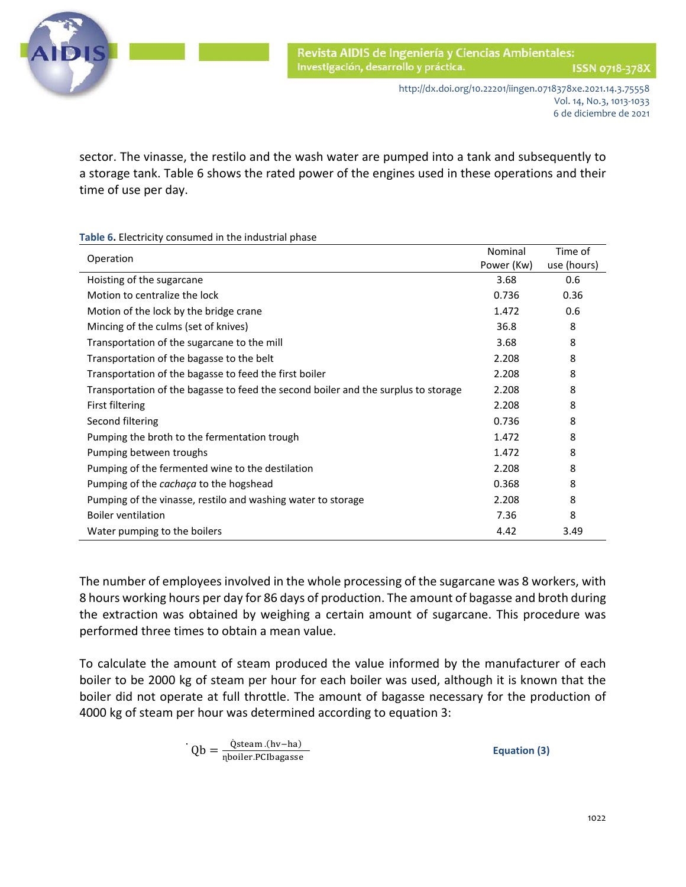sector. The vinasse, the restilo and the wash water are pumped into a tank and subsequently to a storage tank. Table 6 shows the rated power of the engines used in these operations and their time of use per day.

**Table 6.** Electricity consumed in the industrial phase

| Operation | Nominal Power (Kw) | Time of use (hours) |
|---|---|---|
| Hoisting of the sugarcane | 3.68 | 0.6 |
| Motion to centralize the lock | 0.736 | 0.36 |
| Motion of the lock by the bridge crane | 1.472 | 0.6 |
| Mincing of the culms (set of knives) | 36.8 | 8 |
| Transportation of the sugarcane to the mill | 3.68 | 8 |
| Transportation of the bagasse to the belt | 2.208 | 8 |
| Transportation of the bagasse to feed the first boiler | 2.208 | 8 |
| Transportation of the bagasse to feed the second boiler and the surplus to storage | 2.208 | 8 |
| First filtering | 2.208 | 8 |
| Second filtering | 0.736 | 8 |
| Pumping the broth to the fermentation trough | 1.472 | 8 |
| Pumping between troughs | 1.472 | 8 |
| Pumping of the fermented wine to the destilation | 2.208 | 8 |
| Pumping of the *cachaça* to the hogshead | 0.368 | 8 |
| Pumping of the vinasse, restilo and washing water to storage | 2.208 | 8 |
| Boiler ventilation | 7.36 | 8 |
| Water pumping to the boilers | 4.42 | 3.49 |

The number of employees involved in the whole processing of the sugarcane was 8 workers, with 8 hours working hours per day for 86 days of production. The amount of bagasse and broth during the extraction was obtained by weighing a certain amount of sugarcane. This procedure was performed three times to obtain a mean value.

To calculate the amount of steam produced the value informed by the manufacturer of each boiler to be 2000 kg of steam per hour for each boiler was used, although it is known that the boiler did not operate at full throttle. The amount of bagasse necessary for the production of 4000 kg of steam per hour was determined according to equation 3:

$$\dot{Q}b = \frac{\dot{Q}steam.(hv-ha)}{\eta boiler.PCIbagasse} \qquad \textbf{Equation (3)}$$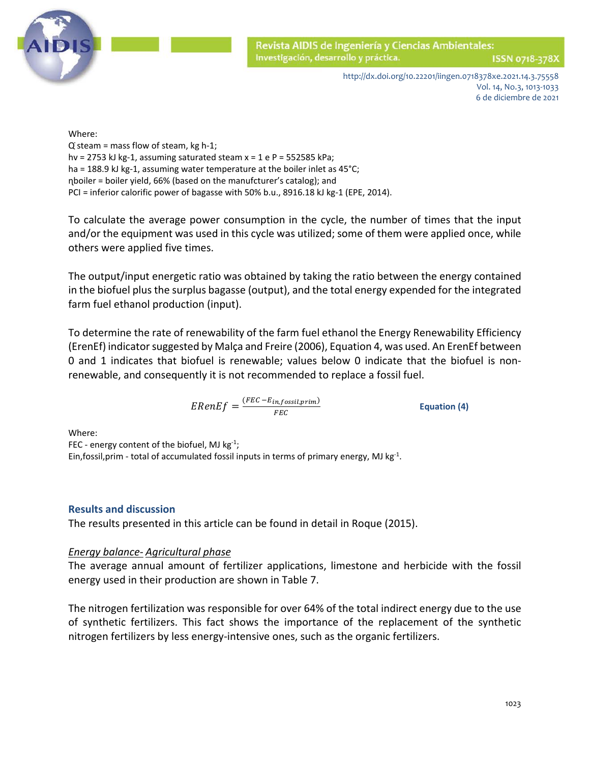Where:

$\dot{Q}_{steam}$ = mass flow of steam, kg h-1;

hv = 2753 kJ kg-1, assuming saturated steam x = 1 e P = 552585 kPa;

ha = 188.9 kJ kg-1, assuming water temperature at the boiler inlet as 45°C;

$\eta_{boiler}$ = boiler yield, 66% (based on the manufcturer's catalog); and

PCI = inferior calorific power of bagasse with 50% b.u., 8916.18 kJ kg-1 (EPE, 2014).

To calculate the average power consumption in the cycle, the number of times that the input and/or the equipment was used in this cycle was utilized; some of them were applied once, while others were applied five times.

The output/input energetic ratio was obtained by taking the ratio between the energy contained in the biofuel plus the surplus bagasse (output), and the total energy expended for the integrated farm fuel ethanol production (input).

To determine the rate of renewability of the farm fuel ethanol the Energy Renewability Efficiency (ErenEf) indicator suggested by Malça and Freire (2006), Equation 4, was used. An ErenEf between 0 and 1 indicates that biofuel is renewable; values below 0 indicate that the biofuel is non-renewable, and consequently it is not recommended to replace a fossil fuel.

$$ERenEf = \frac{(FEC - E_{in,fossil,prim})}{FEC} \qquad \text{Equation (4)}$$

Where:

FEC - energy content of the biofuel, MJ kg$^{-1}$;

Ein,fossil,prim - total of accumulated fossil inputs in terms of primary energy, MJ kg$^{-1}$.

## Results and discussion

The results presented in this article can be found in detail in Roque (2015).

### *Energy balance- Agricultural phase*

The average annual amount of fertilizer applications, limestone and herbicide with the fossil energy used in their production are shown in Table 7.

The nitrogen fertilization was responsible for over 64% of the total indirect energy due to the use of synthetic fertilizers. This fact shows the importance of the replacement of the synthetic nitrogen fertilizers by less energy-intensive ones, such as the organic fertilizers.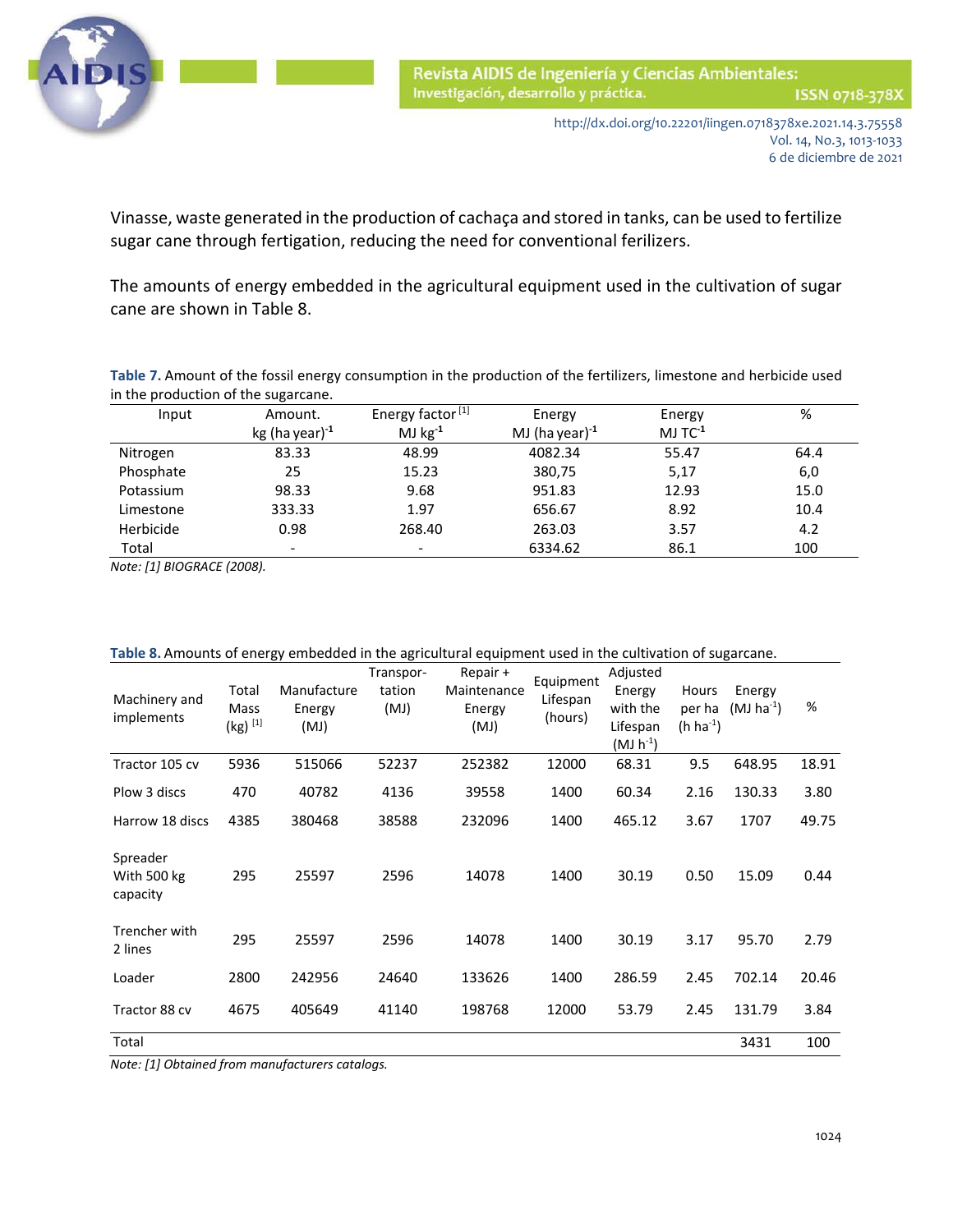Vinasse, waste generated in the production of cachaça and stored in tanks, can be used to fertilize sugar cane through fertigation, reducing the need for conventional ferilizers.

The amounts of energy embedded in the agricultural equipment used in the cultivation of sugar cane are shown in Table 8.

**Table 7.** Amount of the fossil energy consumption in the production of the fertilizers, limestone and herbicide used in the production of the sugarcane.

| Input | Amount. kg $(ha\ year)^{-1}$ | Energy factor [1] MJ $kg^{-1}$ | Energy MJ $(ha\ year)^{-1}$ | Energy MJ $TC^{-1}$ | % |
|---|---|---|---|---|---|
| Nitrogen | 83.33 | 48.99 | 4082.34 | 55.47 | 64.4 |
| Phosphate | 25 | 15.23 | 380,75 | 5,17 | 6,0 |
| Potassium | 98.33 | 9.68 | 951.83 | 12.93 | 15.0 |
| Limestone | 333.33 | 1.97 | 656.67 | 8.92 | 10.4 |
| Herbicide | 0.98 | 268.40 | 263.03 | 3.57 | 4.2 |
| Total | - | - | 6334.62 | 86.1 | 100 |

*Note: [1] BIOGRACE (2008).*

**Table 8.** Amounts of energy embedded in the agricultural equipment used in the cultivation of sugarcane.

| Machinery and implements | Total Mass (kg) [1] | Manufacture Energy (MJ) | Transportation (MJ) | Repair + Maintenance Energy (MJ) | Equipment Lifespan (hours) | Adjusted Energy with the Lifespan (MJ $h^{-1}$) | Hours per ha (h $ha^{-1}$) | Energy (MJ $ha^{-1}$) | % |
|---|---|---|---|---|---|---|---|---|---|
| Tractor 105 cv | 5936 | 515066 | 52237 | 252382 | 12000 | 68.31 | 9.5 | 648.95 | 18.91 |
| Plow 3 discs | 470 | 40782 | 4136 | 39558 | 1400 | 60.34 | 2.16 | 130.33 | 3.80 |
| Harrow 18 discs | 4385 | 380468 | 38588 | 232096 | 1400 | 465.12 | 3.67 | 1707 | 49.75 |
| Spreader With 500 kg capacity | 295 | 25597 | 2596 | 14078 | 1400 | 30.19 | 0.50 | 15.09 | 0.44 |
| Trencher with 2 lines | 295 | 25597 | 2596 | 14078 | 1400 | 30.19 | 3.17 | 95.70 | 2.79 |
| Loader | 2800 | 242956 | 24640 | 133626 | 1400 | 286.59 | 2.45 | 702.14 | 20.46 |
| Tractor 88 cv | 4675 | 405649 | 41140 | 198768 | 12000 | 53.79 | 2.45 | 131.79 | 3.84 |
| Total | | | | | | | | 3431 | 100 |

*Note: [1] Obtained from manufacturers catalogs.*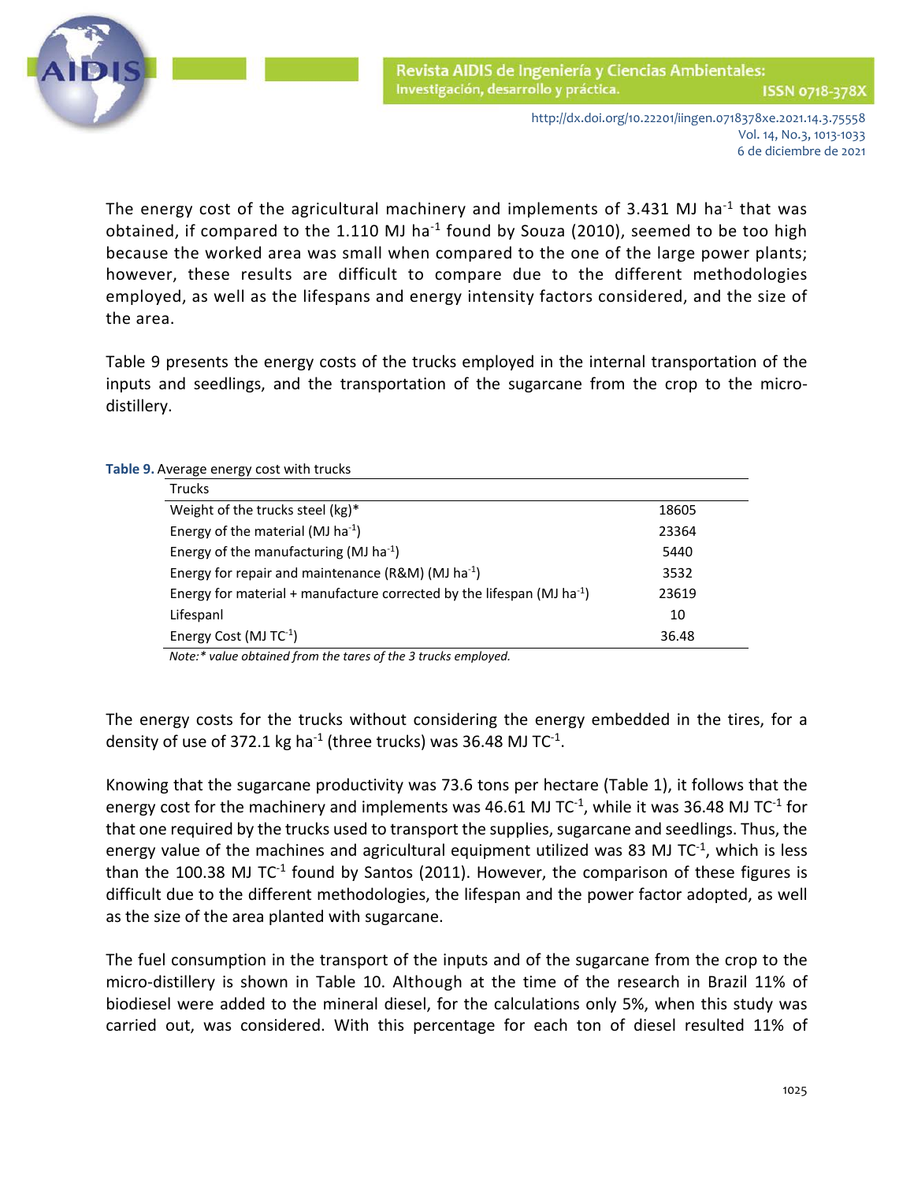The energy cost of the agricultural machinery and implements of 3.431 MJ $ha^{-1}$ that was obtained, if compared to the 1.110 MJ $ha^{-1}$ found by Souza (2010), seemed to be too high because the worked area was small when compared to the one of the large power plants; however, these results are difficult to compare due to the different methodologies employed, as well as the lifespans and energy intensity factors considered, and the size of the area.

Table 9 presents the energy costs of the trucks employed in the internal transportation of the inputs and seedlings, and the transportation of the sugarcane from the crop to the micro-distillery.

**Table 9.** Average energy cost with trucks

| Trucks | |
|---|---|
| Weight of the trucks steel (kg)* | 18605 |
| Energy of the material (MJ $ha^{-1}$) | 23364 |
| Energy of the manufacturing (MJ $ha^{-1}$) | 5440 |
| Energy for repair and maintenance (R&M) (MJ $ha^{-1}$) | 3532 |
| Energy for material + manufacture corrected by the lifespan (MJ $ha^{-1}$) | 23619 |
| Lifespanl | 10 |
| Energy Cost (MJ $TC^{-1}$) | 36.48 |

*Note:* value obtained from the tares of the 3 trucks employed.*

The energy costs for the trucks without considering the energy embedded in the tires, for a density of use of 372.1 kg $ha^{-1}$ (three trucks) was 36.48 MJ $TC^{-1}$.

Knowing that the sugarcane productivity was 73.6 tons per hectare (Table 1), it follows that the energy cost for the machinery and implements was 46.61 MJ $TC^{-1}$, while it was 36.48 MJ $TC^{-1}$ for that one required by the trucks used to transport the supplies, sugarcane and seedlings. Thus, the energy value of the machines and agricultural equipment utilized was 83 MJ $TC^{-1}$, which is less than the 100.38 MJ $TC^{-1}$ found by Santos (2011). However, the comparison of these figures is difficult due to the different methodologies, the lifespan and the power factor adopted, as well as the size of the area planted with sugarcane.

The fuel consumption in the transport of the inputs and of the sugarcane from the crop to the micro-distillery is shown in Table 10. Although at the time of the research in Brazil 11% of biodiesel were added to the mineral diesel, for the calculations only 5%, when this study was carried out, was considered. With this percentage for each ton of diesel resulted 11% of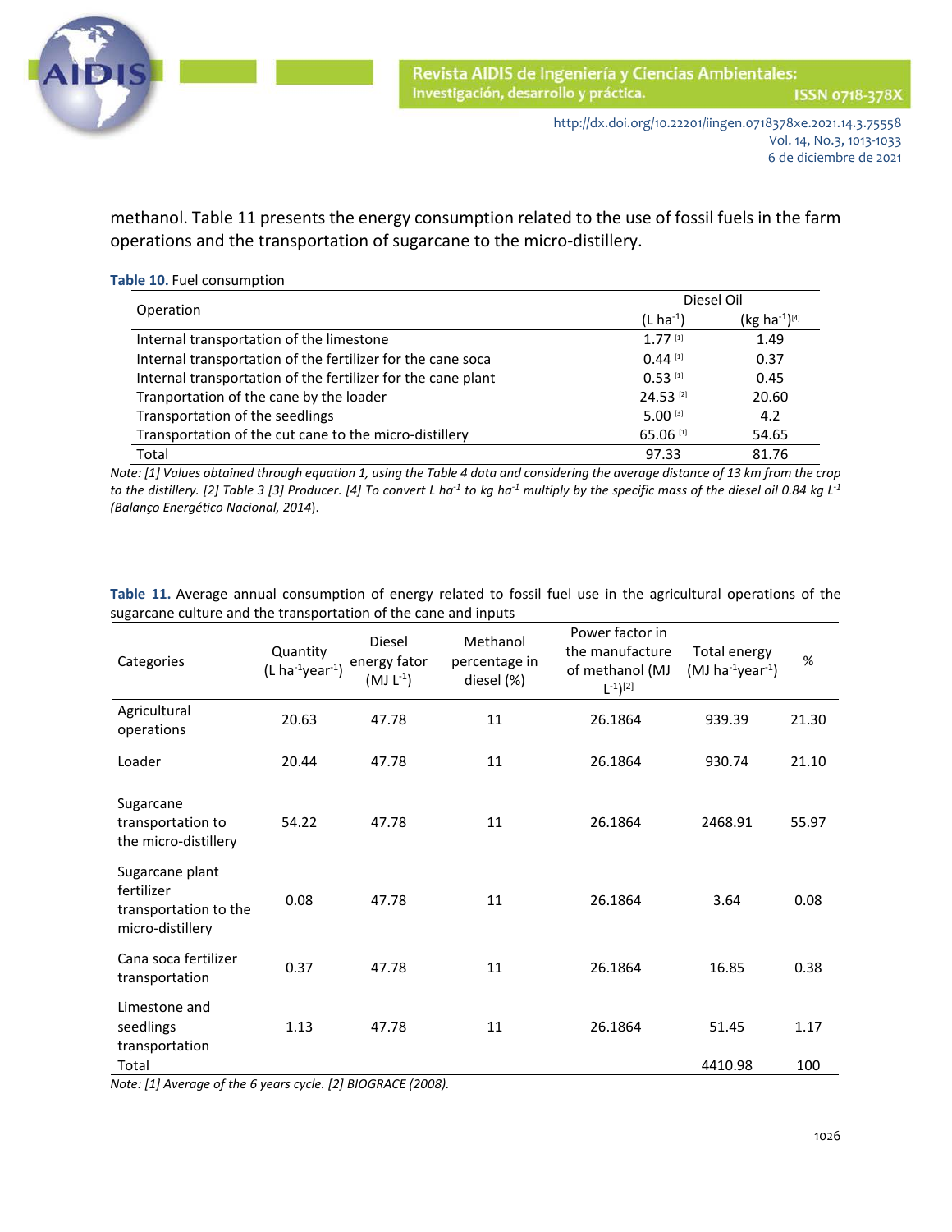methanol. Table 11 presents the energy consumption related to the use of fossil fuels in the farm operations and the transportation of sugarcane to the micro-distillery.

**Table 10.** Fuel consumption

| Operation | Diesel Oil | |
|---|---|---|
| | (L ha$^{-1}$) | (kg ha$^{-1}$)[4] |
| Internal transportation of the limestone | 1.77 [1] | 1.49 |
| Internal transportation of the fertilizer for the cane soca | 0.44 [1] | 0.37 |
| Internal transportation of the fertilizer for the cane plant | 0.53 [1] | 0.45 |
| Tranportation of the cane by the loader | 24.53 [2] | 20.60 |
| Transportation of the seedlings | 5.00 [3] | 4.2 |
| Transportation of the cut cane to the micro-distillery | 65.06 [1] | 54.65 |
| Total | 97.33 | 81.76 |

*Note: [1] Values obtained through equation 1, using the Table 4 data and considering the average distance of 13 km from the crop to the distillery. [2] Table 3 [3] Producer. [4] To convert L ha$^{-1}$ to kg ha$^{-1}$ multiply by the specific mass of the diesel oil 0.84 kg L$^{-1}$ (Balanço Energético Nacional, 2014).*

**Table 11.** Average annual consumption of energy related to fossil fuel use in the agricultural operations of the sugarcane culture and the transportation of the cane and inputs

| Categories | Quantity (L ha$^{-1}$year$^{-1}$) | Diesel energy fator (MJ L$^{-1}$) | Methanol percentage in diesel (%) | Power factor in the manufacture of methanol (MJ L$^{-1}$)[2] | Total energy (MJ ha$^{-1}$year$^{-1}$) | % |
|---|---|---|---|---|---|---|
| Agricultural operations | 20.63 | 47.78 | 11 | 26.1864 | 939.39 | 21.30 |
| Loader | 20.44 | 47.78 | 11 | 26.1864 | 930.74 | 21.10 |
| Sugarcane transportation to the micro-distillery | 54.22 | 47.78 | 11 | 26.1864 | 2468.91 | 55.97 |
| Sugarcane plant fertilizer transportation to the micro-distillery | 0.08 | 47.78 | 11 | 26.1864 | 3.64 | 0.08 |
| Cana soca fertilizer transportation | 0.37 | 47.78 | 11 | 26.1864 | 16.85 | 0.38 |
| Limestone and seedlings transportation | 1.13 | 47.78 | 11 | 26.1864 | 51.45 | 1.17 |
| Total | | | | | 4410.98 | 100 |

*Note: [1] Average of the 6 years cycle. [2] BIOGRACE (2008).*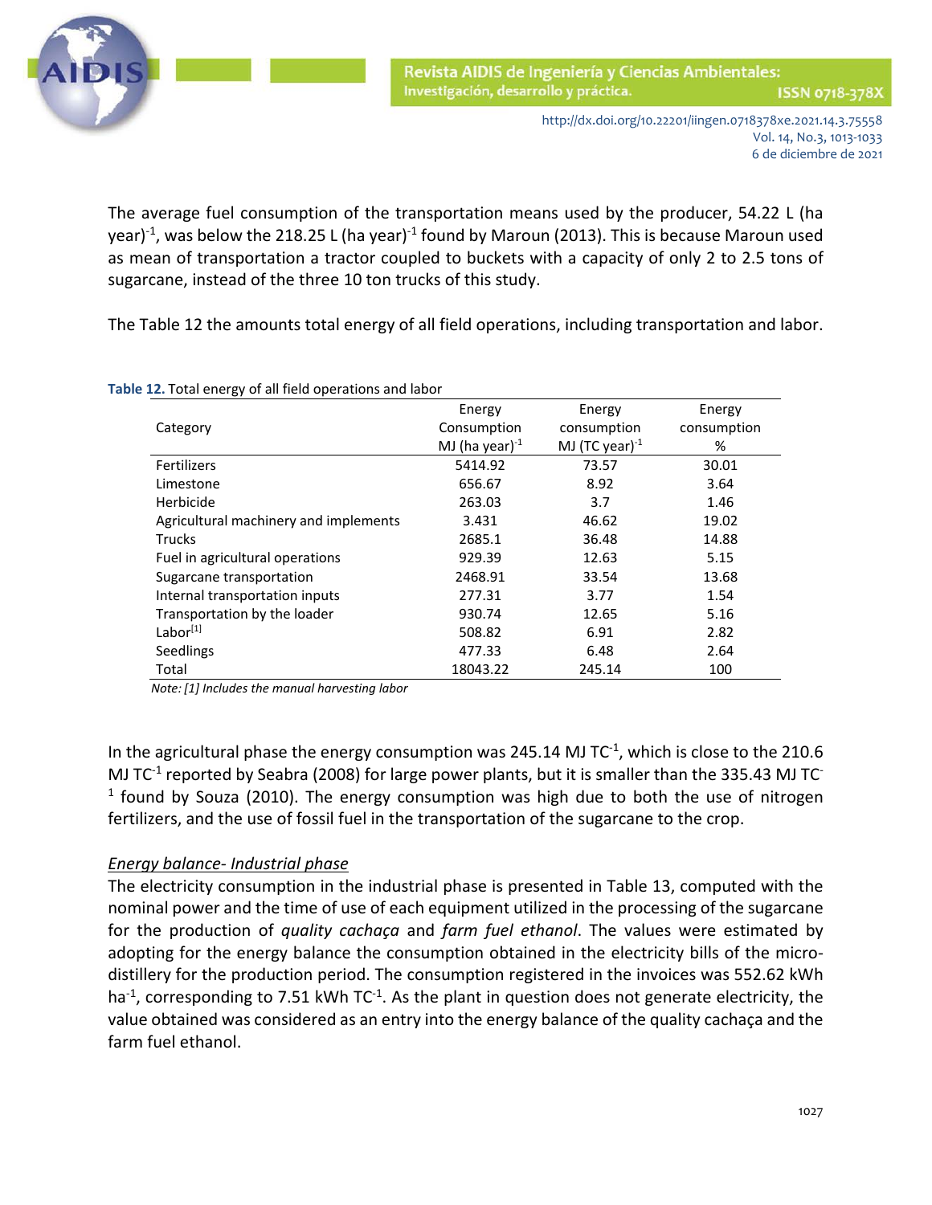The average fuel consumption of the transportation means used by the producer, 54.22 L (ha year)$^{-1}$, was below the 218.25 L (ha year)$^{-1}$ found by Maroun (2013). This is because Maroun used as mean of transportation a tractor coupled to buckets with a capacity of only 2 to 2.5 tons of sugarcane, instead of the three 10 ton trucks of this study.

The Table 12 the amounts total energy of all field operations, including transportation and labor.

**Table 12.** Total energy of all field operations and labor

| Category | Energy Consumption MJ (ha year)$^{-1}$ | Energy consumption MJ (TC year)$^{-1}$ | Energy consumption % |
|---|---|---|---|
| Fertilizers | 5414.92 | 73.57 | 30.01 |
| Limestone | 656.67 | 8.92 | 3.64 |
| Herbicide | 263.03 | 3.7 | 1.46 |
| Agricultural machinery and implements | 3.431 | 46.62 | 19.02 |
| Trucks | 2685.1 | 36.48 | 14.88 |
| Fuel in agricultural operations | 929.39 | 12.63 | 5.15 |
| Sugarcane transportation | 2468.91 | 33.54 | 13.68 |
| Internal transportation inputs | 277.31 | 3.77 | 1.54 |
| Transportation by the loader | 930.74 | 12.65 | 5.16 |
| Labor[1] | 508.82 | 6.91 | 2.82 |
| Seedlings | 477.33 | 6.48 | 2.64 |
| Total | 18043.22 | 245.14 | 100 |

*Note: [1] Includes the manual harvesting labor*

In the agricultural phase the energy consumption was 245.14 MJ TC$^{-1}$, which is close to the 210.6 MJ TC$^{-1}$ reported by Seabra (2008) for large power plants, but it is smaller than the 335.43 MJ TC$^{-1}$ found by Souza (2010). The energy consumption was high due to both the use of nitrogen fertilizers, and the use of fossil fuel in the transportation of the sugarcane to the crop.

*Energy balance- Industrial phase*

The electricity consumption in the industrial phase is presented in Table 13, computed with the nominal power and the time of use of each equipment utilized in the processing of the sugarcane for the production of *quality cachaça* and *farm fuel ethanol*. The values were estimated by adopting for the energy balance the consumption obtained in the electricity bills of the micro-distillery for the production period. The consumption registered in the invoices was 552.62 kWh ha$^{-1}$, corresponding to 7.51 kWh TC$^{-1}$. As the plant in question does not generate electricity, the value obtained was considered as an entry into the energy balance of the quality cachaça and the farm fuel ethanol.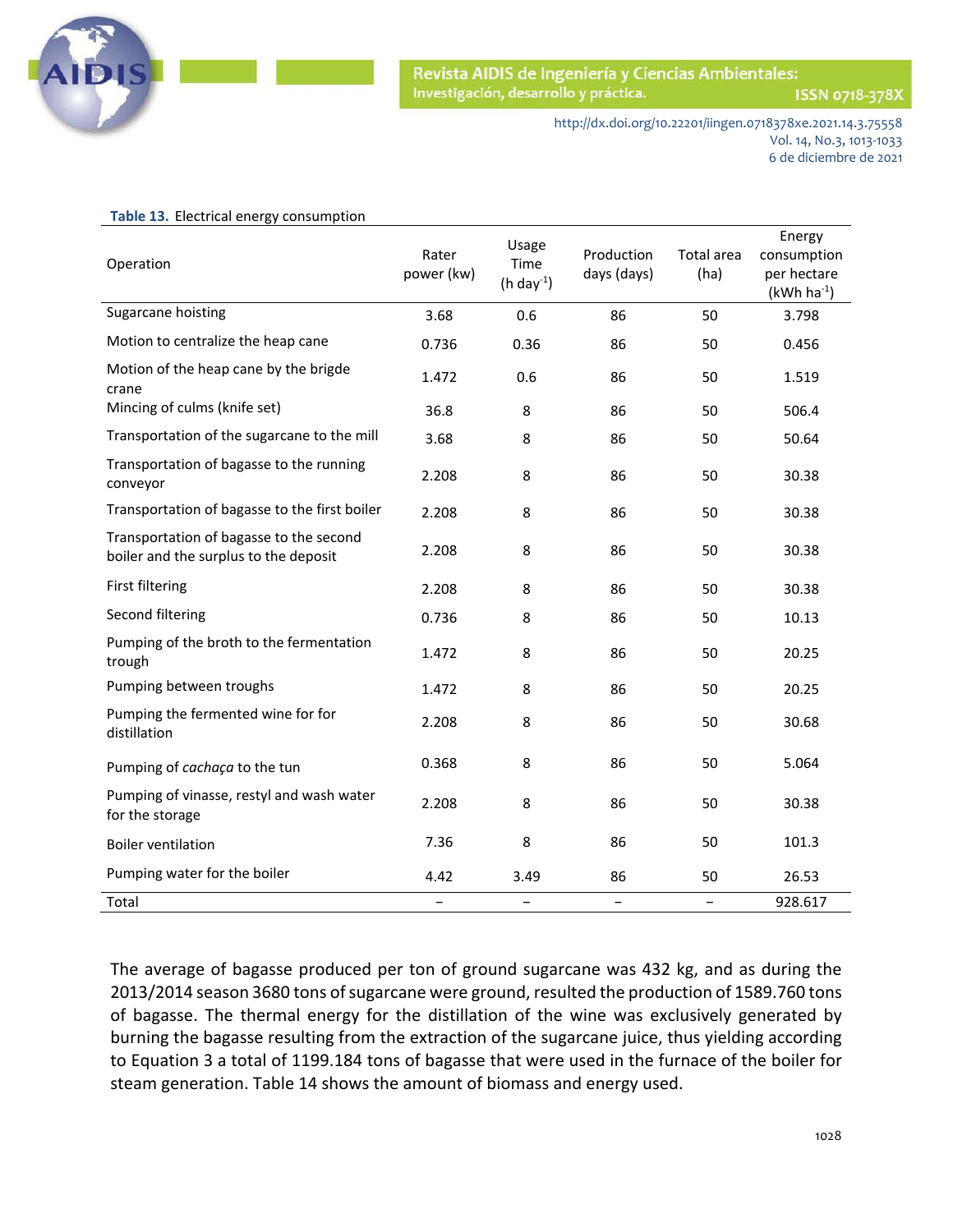**Table 13.** Electrical energy consumption

| Operation | Rater power (kw) | Usage Time (h day$^{-1}$) | Production days (days) | Total area (ha) | Energy consumption per hectare (kWh ha$^{-1}$) |
|---|---|---|---|---|---|
| Sugarcane hoisting | 3.68 | 0.6 | 86 | 50 | 3.798 |
| Motion to centralize the heap cane | 0.736 | 0.36 | 86 | 50 | 0.456 |
| Motion of the heap cane by the brigde crane | 1.472 | 0.6 | 86 | 50 | 1.519 |
| Mincing of culms (knife set) | 36.8 | 8 | 86 | 50 | 506.4 |
| Transportation of the sugarcane to the mill | 3.68 | 8 | 86 | 50 | 50.64 |
| Transportation of bagasse to the running conveyor | 2.208 | 8 | 86 | 50 | 30.38 |
| Transportation of bagasse to the first boiler | 2.208 | 8 | 86 | 50 | 30.38 |
| Transportation of bagasse to the second boiler and the surplus to the deposit | 2.208 | 8 | 86 | 50 | 30.38 |
| First filtering | 2.208 | 8 | 86 | 50 | 30.38 |
| Second filtering | 0.736 | 8 | 86 | 50 | 10.13 |
| Pumping of the broth to the fermentation trough | 1.472 | 8 | 86 | 50 | 20.25 |
| Pumping between troughs | 1.472 | 8 | 86 | 50 | 20.25 |
| Pumping the fermented wine for for distillation | 2.208 | 8 | 86 | 50 | 30.68 |
| Pumping of *cachaça* to the tun | 0.368 | 8 | 86 | 50 | 5.064 |
| Pumping of vinasse, restyl and wash water for the storage | 2.208 | 8 | 86 | 50 | 30.38 |
| Boiler ventilation | 7.36 | 8 | 86 | 50 | 101.3 |
| Pumping water for the boiler | 4.42 | 3.49 | 86 | 50 | 26.53 |
| Total | – | – | – | – | 928.617 |

The average of bagasse produced per ton of ground sugarcane was 432 kg, and as during the 2013/2014 season 3680 tons of sugarcane were ground, resulted the production of 1589.760 tons of bagasse. The thermal energy for the distillation of the wine was exclusively generated by burning the bagasse resulting from the extraction of the sugarcane juice, thus yielding according to Equation 3 a total of 1199.184 tons of bagasse that were used in the furnace of the boiler for steam generation. Table 14 shows the amount of biomass and energy used.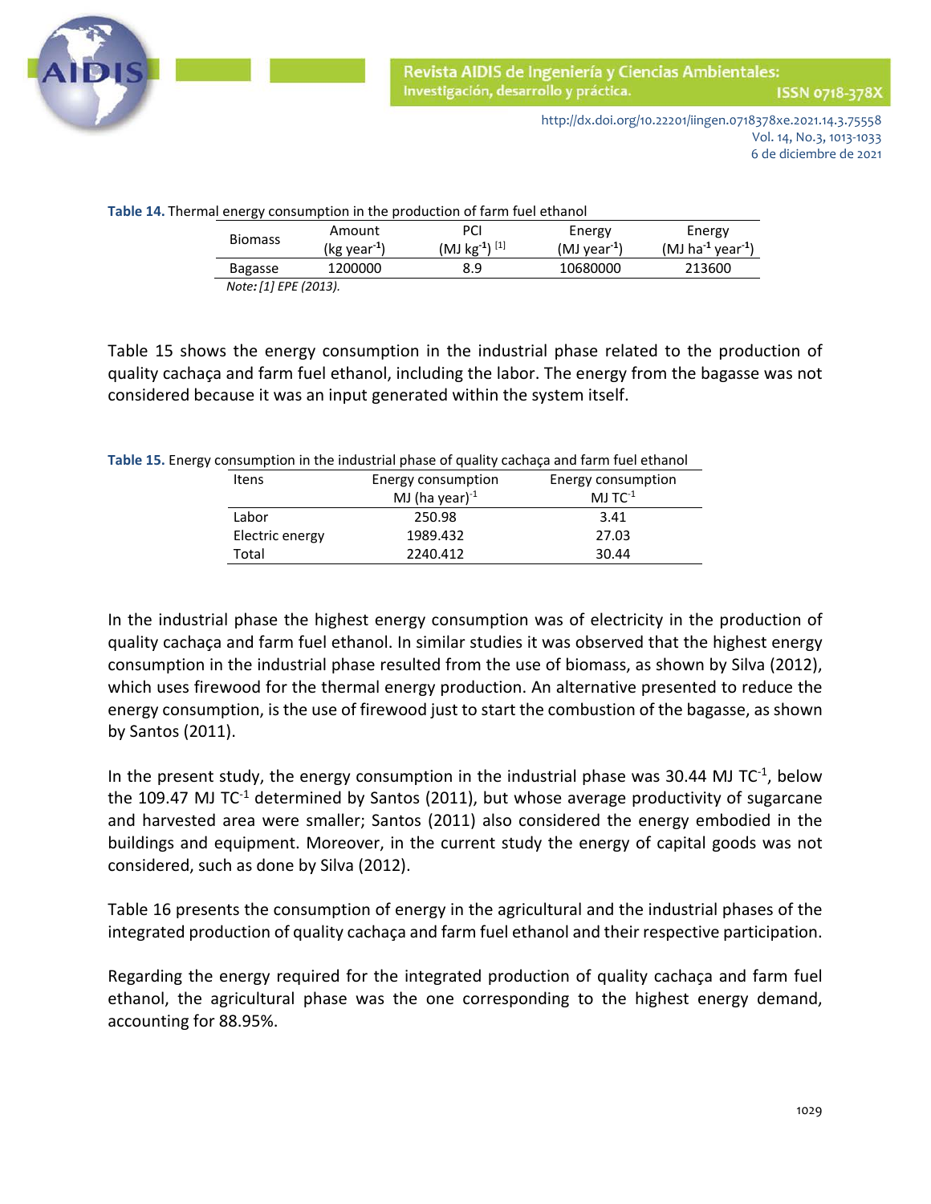**Table 14.** Thermal energy consumption in the production of farm fuel ethanol

| Biomass | Amount (kg year$^{-1}$) | PCI (MJ kg$^{-1}$) [1] | Energy (MJ year$^{-1}$) | Energy (MJ ha$^{-1}$ year$^{-1}$) |
|---|---|---|---|---|
| Bagasse | 1200000 | 8.9 | 10680000 | 213600 |

*Note: [1] EPE (2013).*

Table 15 shows the energy consumption in the industrial phase related to the production of quality cachaça and farm fuel ethanol, including the labor. The energy from the bagasse was not considered because it was an input generated within the system itself.

**Table 15.** Energy consumption in the industrial phase of quality cachaça and farm fuel ethanol

| Itens | Energy consumption MJ (ha year)$^{-1}$ | Energy consumption MJ TC$^{-1}$ |
|---|---|---|
| Labor | 250.98 | 3.41 |
| Electric energy | 1989.432 | 27.03 |
| Total | 2240.412 | 30.44 |

In the industrial phase the highest energy consumption was of electricity in the production of quality cachaça and farm fuel ethanol. In similar studies it was observed that the highest energy consumption in the industrial phase resulted from the use of biomass, as shown by Silva (2012), which uses firewood for the thermal energy production. An alternative presented to reduce the energy consumption, is the use of firewood just to start the combustion of the bagasse, as shown by Santos (2011).

In the present study, the energy consumption in the industrial phase was 30.44 MJ TC$^{-1}$, below the 109.47 MJ TC$^{-1}$ determined by Santos (2011), but whose average productivity of sugarcane and harvested area were smaller; Santos (2011) also considered the energy embodied in the buildings and equipment. Moreover, in the current study the energy of capital goods was not considered, such as done by Silva (2012).

Table 16 presents the consumption of energy in the agricultural and the industrial phases of the integrated production of quality cachaça and farm fuel ethanol and their respective participation.

Regarding the energy required for the integrated production of quality cachaça and farm fuel ethanol, the agricultural phase was the one corresponding to the highest energy demand, accounting for 88.95%.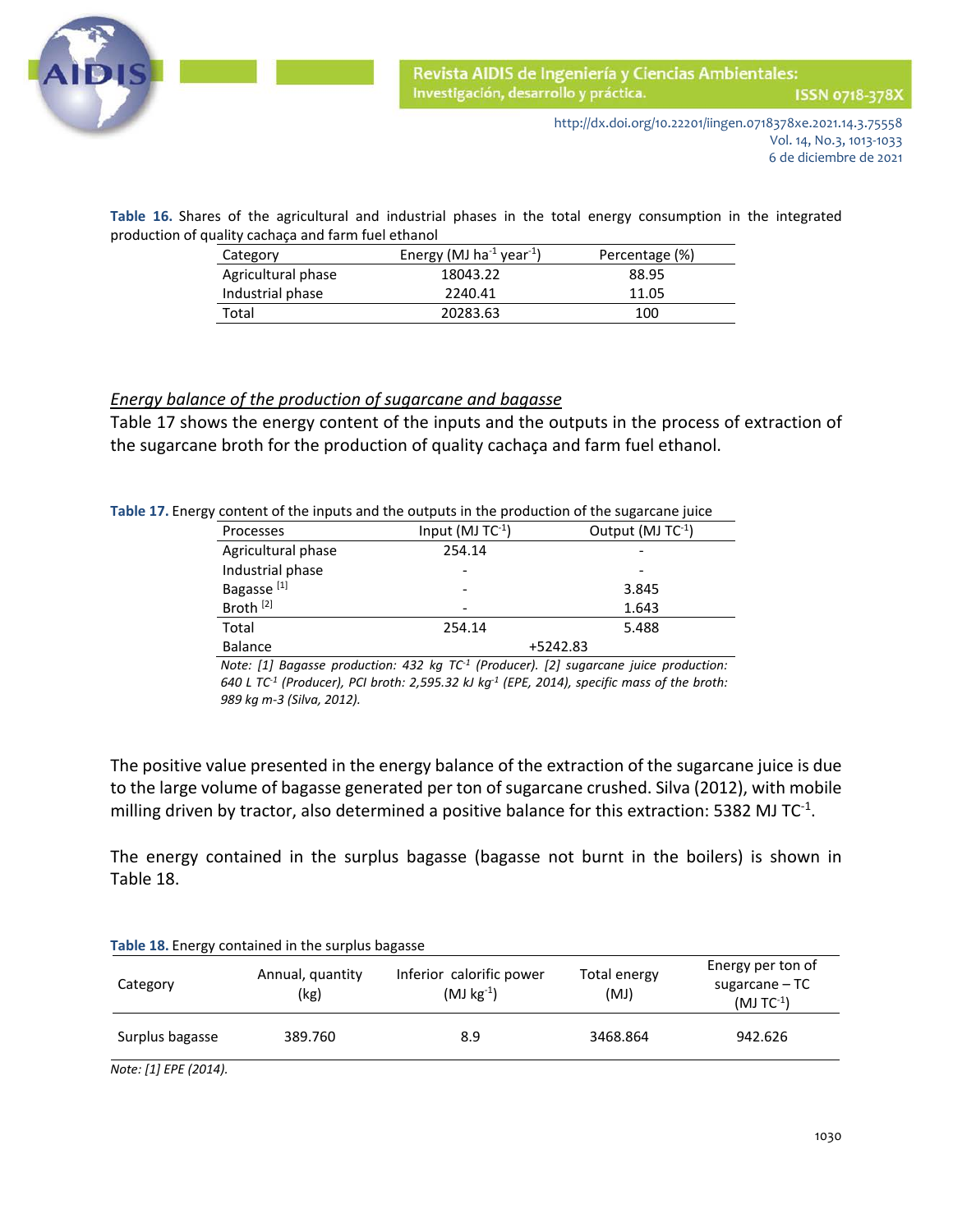**Table 16.** Shares of the agricultural and industrial phases in the total energy consumption in the integrated production of quality cachaça and farm fuel ethanol

| Category | Energy (MJ $ha^{-1}$ $year^{-1}$) | Percentage (%) |
|---|---|---|
| Agricultural phase | 18043.22 | 88.95 |
| Industrial phase | 2240.41 | 11.05 |
| Total | 20283.63 | 100 |

*Energy balance of the production of sugarcane and bagasse*

Table 17 shows the energy content of the inputs and the outputs in the process of extraction of the sugarcane broth for the production of quality cachaça and farm fuel ethanol.

**Table 17.** Energy content of the inputs and the outputs in the production of the sugarcane juice

| Processes | Input (MJ $TC^{-1}$) | Output (MJ $TC^{-1}$) |
|---|---|---|
| Agricultural phase | 254.14 | - |
| Industrial phase | - | - |
| Bagasse [1] | - | 3.845 |
| Broth [2] | - | 1.643 |
| Total | 254.14 | 5.488 |
| Balance | +5242.83 | |

*Note: [1] Bagasse production: 432 kg $TC^{-1}$ (Producer). [2] sugarcane juice production: 640 L $TC^{-1}$ (Producer), PCI broth: 2,595.32 kJ $kg^{-1}$ (EPE, 2014), specific mass of the broth: 989 kg m-3 (Silva, 2012).*

The positive value presented in the energy balance of the extraction of the sugarcane juice is due to the large volume of bagasse generated per ton of sugarcane crushed. Silva (2012), with mobile milling driven by tractor, also determined a positive balance for this extraction: 5382 MJ $TC^{-1}$.

The energy contained in the surplus bagasse (bagasse not burnt in the boilers) is shown in Table 18.

**Table 18.** Energy contained in the surplus bagasse

| Category | Annual, quantity (kg) | Inferior calorific power (MJ $kg^{-1}$) | Total energy (MJ) | Energy per ton of sugarcane – TC (MJ $TC^{-1}$) |
|---|---|---|---|---|
| Surplus bagasse | 389.760 | 8.9 | 3468.864 | 942.626 |

*Note: [1] EPE (2014).*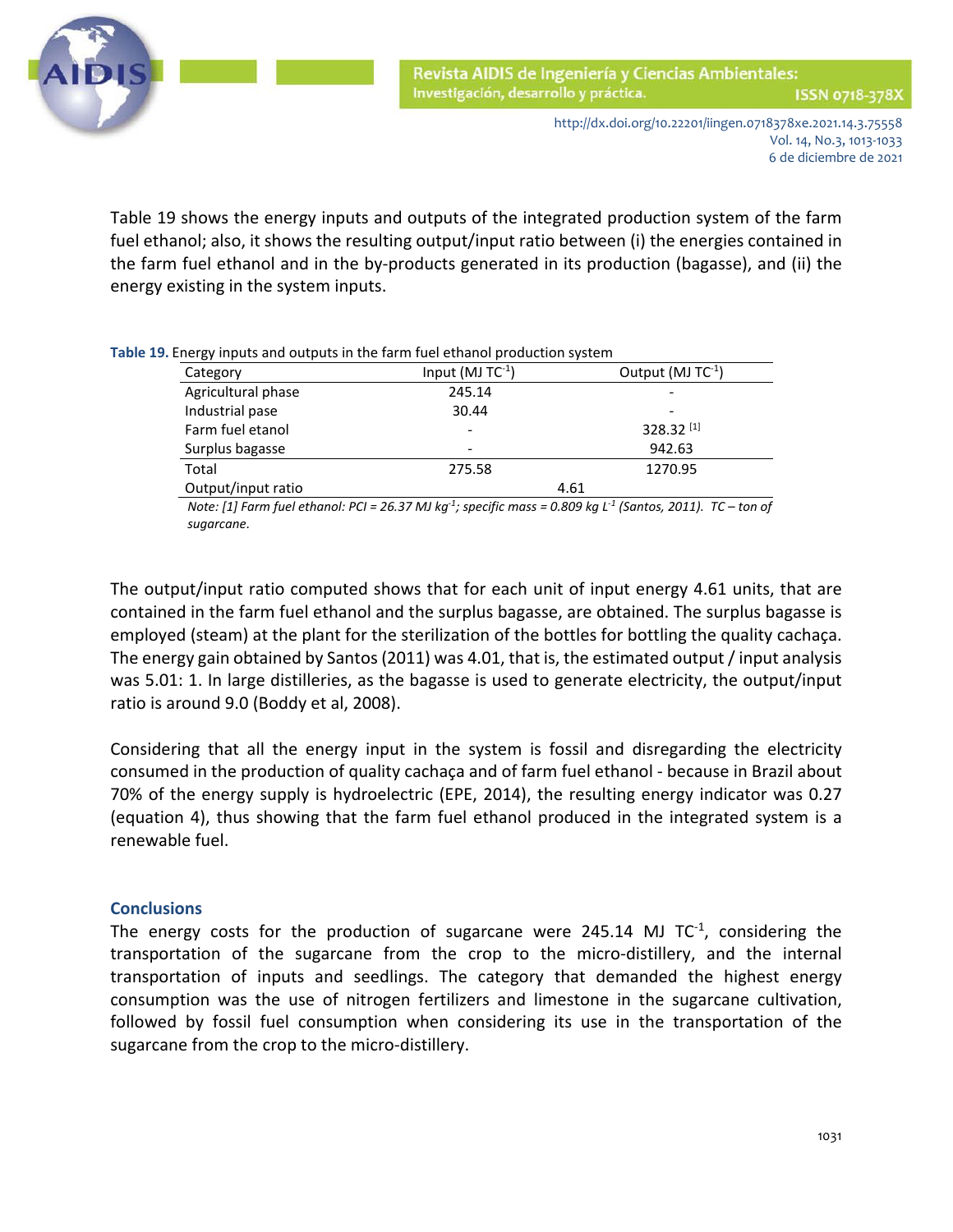Table 19 shows the energy inputs and outputs of the integrated production system of the farm fuel ethanol; also, it shows the resulting output/input ratio between (i) the energies contained in the farm fuel ethanol and in the by-products generated in its production (bagasse), and (ii) the energy existing in the system inputs.

**Table 19.** Energy inputs and outputs in the farm fuel ethanol production system

| Category | Input (MJ $TC^{-1}$) | Output (MJ $TC^{-1}$) |
|---|---|---|
| Agricultural phase | 245.14 | - |
| Industrial pase | 30.44 | - |
| Farm fuel etanol | - | 328.32 [1] |
| Surplus bagasse | - | 942.63 |
| Total | 275.58 | 1270.95 |
| Output/input ratio | 4.61 | |

*Note: [1] Farm fuel ethanol: PCI = 26.37 MJ $kg^{-1}$; specific mass = 0.809 kg $L^{-1}$ (Santos, 2011). TC – ton of sugarcane.*

The output/input ratio computed shows that for each unit of input energy 4.61 units, that are contained in the farm fuel ethanol and the surplus bagasse, are obtained. The surplus bagasse is employed (steam) at the plant for the sterilization of the bottles for bottling the quality cachaça. The energy gain obtained by Santos (2011) was 4.01, that is, the estimated output / input analysis was 5.01: 1. In large distilleries, as the bagasse is used to generate electricity, the output/input ratio is around 9.0 (Boddy et al, 2008).

Considering that all the energy input in the system is fossil and disregarding the electricity consumed in the production of quality cachaça and of farm fuel ethanol - because in Brazil about 70% of the energy supply is hydroelectric (EPE, 2014), the resulting energy indicator was 0.27 (equation 4), thus showing that the farm fuel ethanol produced in the integrated system is a renewable fuel.

## Conclusions

The energy costs for the production of sugarcane were 245.14 MJ $TC^{-1}$, considering the transportation of the sugarcane from the crop to the micro-distillery, and the internal transportation of inputs and seedlings. The category that demanded the highest energy consumption was the use of nitrogen fertilizers and limestone in the sugarcane cultivation, followed by fossil fuel consumption when considering its use in the transportation of the sugarcane from the crop to the micro-distillery.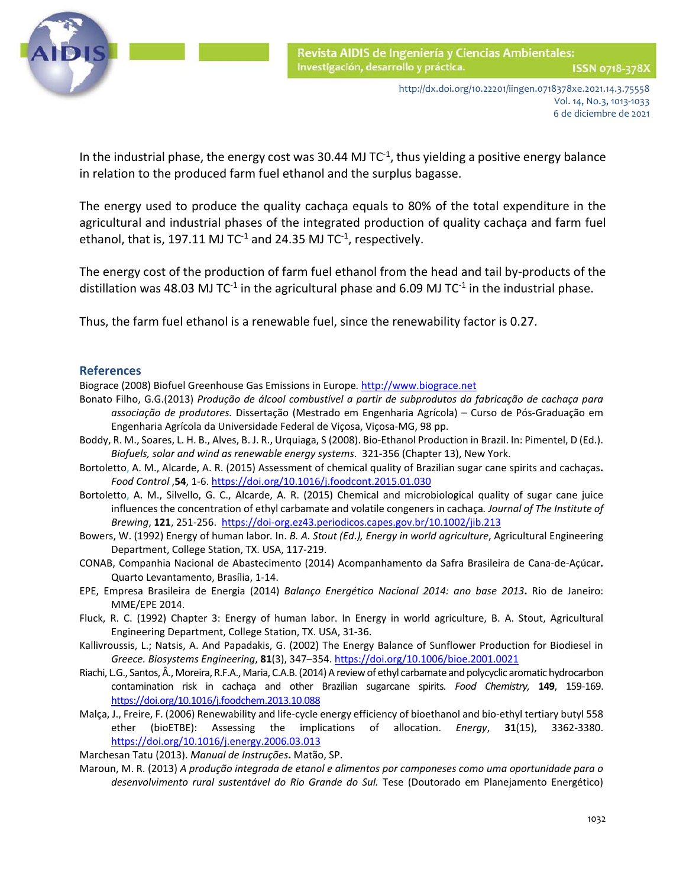In the industrial phase, the energy cost was 30.44 MJ $TC^{-1}$, thus yielding a positive energy balance in relation to the produced farm fuel ethanol and the surplus bagasse.

The energy used to produce the quality cachaça equals to 80% of the total expenditure in the agricultural and industrial phases of the integrated production of quality cachaça and farm fuel ethanol, that is, 197.11 MJ $TC^{-1}$ and 24.35 MJ $TC^{-1}$, respectively.

The energy cost of the production of farm fuel ethanol from the head and tail by-products of the distillation was 48.03 MJ $TC^{-1}$ in the agricultural phase and 6.09 MJ $TC^{-1}$ in the industrial phase.

Thus, the farm fuel ethanol is a renewable fuel, since the renewability factor is 0.27.

## References

Biograce (2008) Biofuel Greenhouse Gas Emissions in Europe. http://www.biograce.net

Bonato Filho, G.G.(2013) *Produção de álcool combustível a partir de subprodutos da fabricação de cachaça para associação de produtores.* Dissertação (Mestrado em Engenharia Agrícola) – Curso de Pós-Graduação em Engenharia Agrícola da Universidade Federal de Viçosa, Viçosa-MG, 98 pp.

Boddy, R. M., Soares, L. H. B., Alves, B. J. R., Urquiaga, S (2008). Bio-Ethanol Production in Brazil. In: Pimentel, D (Ed.). *Biofuels, solar and wind as renewable energy systems*. 321-356 (Chapter 13), New York.

Bortoletto, A. M., Alcarde, A. R. (2015) Assessment of chemical quality of Brazilian sugar cane spirits and cachaças**.** *Food Control* ,**54**, 1-6. https://doi.org/10.1016/j.foodcont.2015.01.030

Bortoletto, A. M., Silvello, G. C., Alcarde, A. R. (2015) Chemical and microbiological quality of sugar cane juice influences the concentration of ethyl carbamate and volatile congeners in cachaça*. Journal of The Institute of Brewing*, **121**, 251-256. https://doi-org.ez43.periodicos.capes.gov.br/10.1002/jib.213

Bowers, W. (1992) Energy of human labor. In. *B. A. Stout (Ed.), Energy in world agriculture*, Agricultural Engineering Department, College Station, TX. USA, 117-219.

CONAB, Companhia Nacional de Abastecimento (2014) Acompanhamento da Safra Brasileira de Cana-de-Açúcar**.** Quarto Levantamento, Brasília, 1-14.

EPE, Empresa Brasileira de Energia (2014) *Balanço Energético Nacional 2014: ano base 2013***.** Rio de Janeiro: MME/EPE 2014.

Fluck, R. C. (1992) Chapter 3: Energy of human labor. In Energy in world agriculture, B. A. Stout, Agricultural Engineering Department, College Station, TX. USA, 31-36.

Kallivroussis, L.; Natsis, A. And Papadakis, G. (2002) The Energy Balance of Sunflower Production for Biodiesel in *Greece. Biosystems Engineering*, **81**(3), 347–354. https://doi.org/10.1006/bioe.2001.0021

Riachi, L.G., Santos, Â., Moreira, R.F.A., Maria, C.A.B. (2014) A review of ethyl carbamate and polycyclic aromatic hydrocarbon contamination risk in cachaça and other Brazilian sugarcane spirits*. Food Chemistry,* **149**, 159-169. https://doi.org/10.1016/j.foodchem.2013.10.088

Malça, J., Freire, F. (2006) Renewability and life-cycle energy efficiency of bioethanol and bio-ethyl tertiary butyl 558 ether (bioETBE): Assessing the implications of allocation. *Energy*, **31**(15), 3362-3380. https://doi.org/10.1016/j.energy.2006.03.013

Marchesan Tatu (2013). *Manual de Instruções***.** Matão, SP.

Maroun, M. R. (2013) *A produção integrada de etanol e alimentos por camponeses como uma oportunidade para o desenvolvimento rural sustentável do Rio Grande do Sul.* Tese (Doutorado em Planejamento Energético)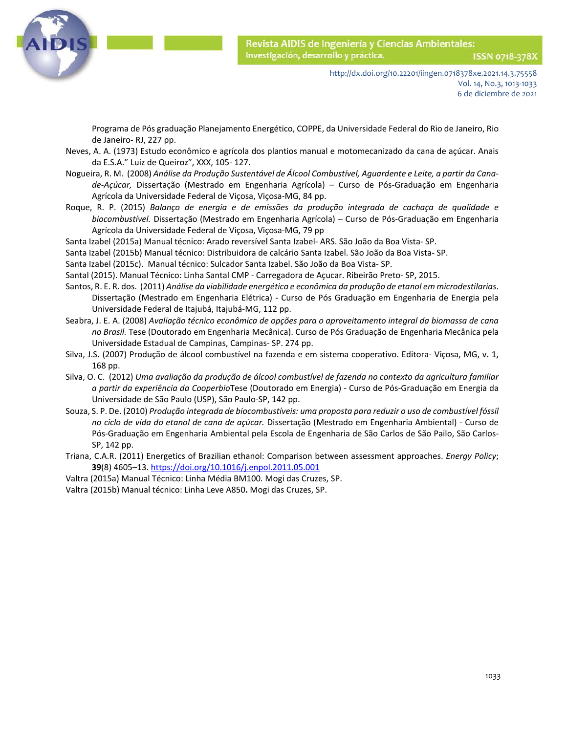Programa de Pós graduação Planejamento Energético, COPPE, da Universidade Federal do Rio de Janeiro, Rio de Janeiro- RJ, 227 pp.

Neves, A. A. (1973) Estudo econômico e agrícola dos plantios manual e motomecanizado da cana de açúcar. Anais da E.S.A." Luiz de Queiroz", XXX, 105- 127.

Nogueira, R. M. (2008) *Análise da Produção Sustentável de Álcool Combustível, Aguardente e Leite, a partir da Cana-de-Açúcar,* Dissertação (Mestrado em Engenharia Agrícola) – Curso de Pós-Graduação em Engenharia Agrícola da Universidade Federal de Viçosa, Viçosa-MG, 84 pp.

Roque, R. P. (2015) *Balanço de energia e de emissões da produção integrada de cachaça de qualidade e biocombustível.* Dissertação (Mestrado em Engenharia Agrícola) – Curso de Pós-Graduação em Engenharia Agrícola da Universidade Federal de Viçosa, Viçosa-MG, 79 pp

Santa Izabel (2015a) Manual técnico: Arado reversível Santa Izabel- ARS. São João da Boa Vista- SP.

Santa Izabel (2015b) Manual técnico: Distribuidora de calcário Santa Izabel. São João da Boa Vista- SP.

Santa Izabel (2015c). Manual técnico: Sulcador Santa Izabel. São João da Boa Vista- SP.

Santal (2015). Manual Técnico: Linha Santal CMP - Carregadora de Açucar. Ribeirão Preto- SP, 2015.

Santos, R. E. R. dos. (2011) *Análise da viabilidade energética e econômica da produção de etanol em microdestilarias*. Dissertação (Mestrado em Engenharia Elétrica) - Curso de Pós Graduação em Engenharia de Energia pela Universidade Federal de Itajubá, Itajubá-MG, 112 pp.

Seabra, J. E. A. (2008) *Avaliação técnico econômica de opções para o aproveitamento integral da biomassa de cana no Brasil.* Tese (Doutorado em Engenharia Mecânica). Curso de Pós Graduação de Engenharia Mecânica pela Universidade Estadual de Campinas, Campinas- SP. 274 pp.

Silva, J.S. (2007) Produção de álcool combustível na fazenda e em sistema cooperativo. Editora- Viçosa, MG, v. 1, 168 pp.

Silva, O. C. (2012) *Uma avaliação da produção de álcool combustível de fazenda no contexto da agricultura familiar a partir da experiência da Cooperbio*Tese (Doutorado em Energia) - Curso de Pós-Graduação em Energia da Universidade de São Paulo (USP), São Paulo-SP, 142 pp.

Souza, S. P. De. (2010) *Produção integrada de biocombustíveis: uma proposta para reduzir o uso de combustível fóssil no ciclo de vida do etanol de cana de açúcar.* Dissertação (Mestrado em Engenharia Ambiental) - Curso de Pós-Graduação em Engenharia Ambiental pela Escola de Engenharia de São Carlos de São Pailo, São Carlos-SP, 142 pp.

Triana, C.A.R. (2011) Energetics of Brazilian ethanol: Comparison between assessment approaches. *Energy Policy*; **39**(8) 4605–13. https://doi.org/10.1016/j.enpol.2011.05.001

Valtra (2015a) Manual Técnico: Linha Média BM100*.* Mogi das Cruzes, SP.

Valtra (2015b) Manual técnico: Linha Leve A850**.** Mogi das Cruzes, SP.